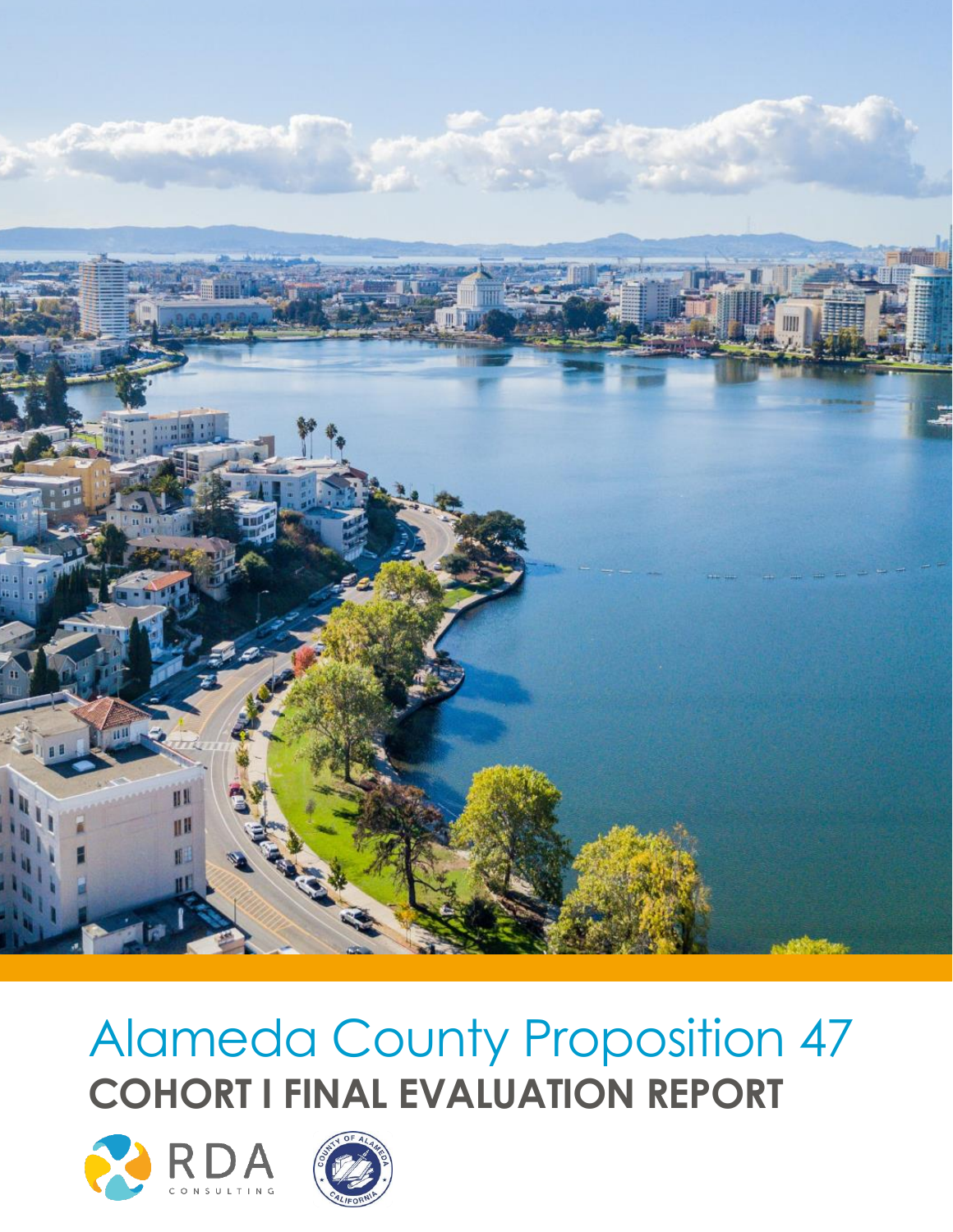# Alameda County Proposition 47

## COHORT I FINAL EVALUATION REPORT

RDA CONSULTING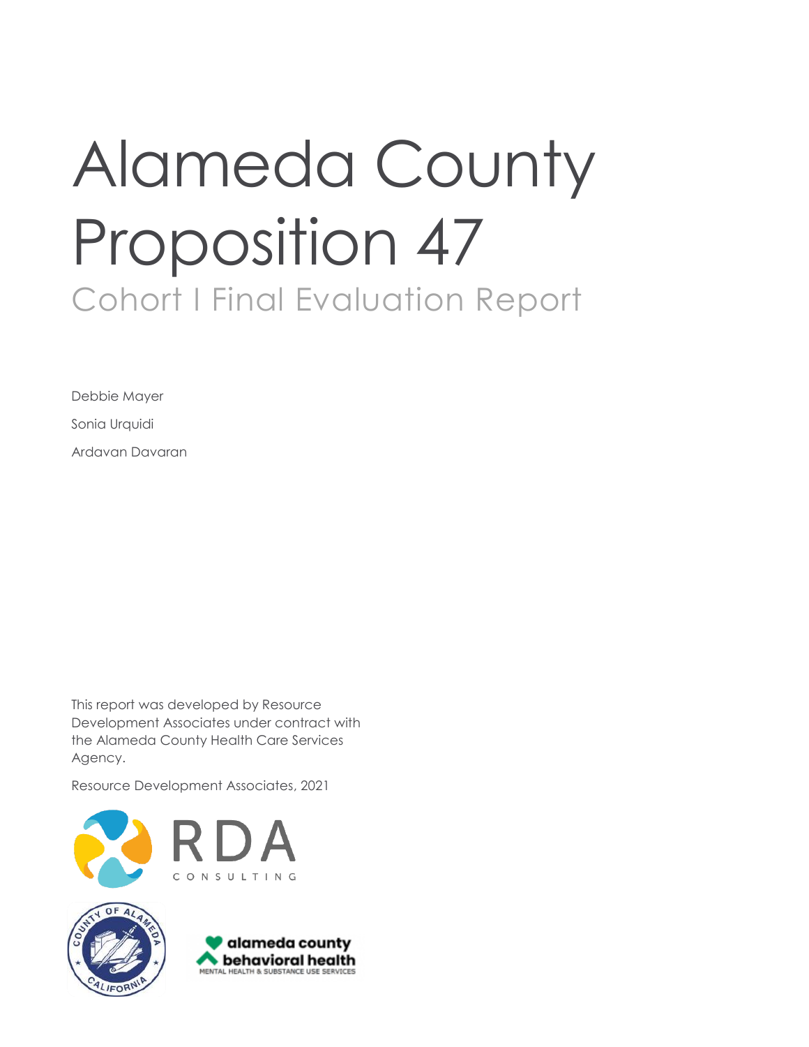# Alameda County Proposition 47

## Cohort I Final Evaluation Report

Debbie Mayer

Sonia Urquidi

Ardavan Davaran

This report was developed by Resource Development Associates under contract with the Alameda County Health Care Services Agency.

Resource Development Associates, 2021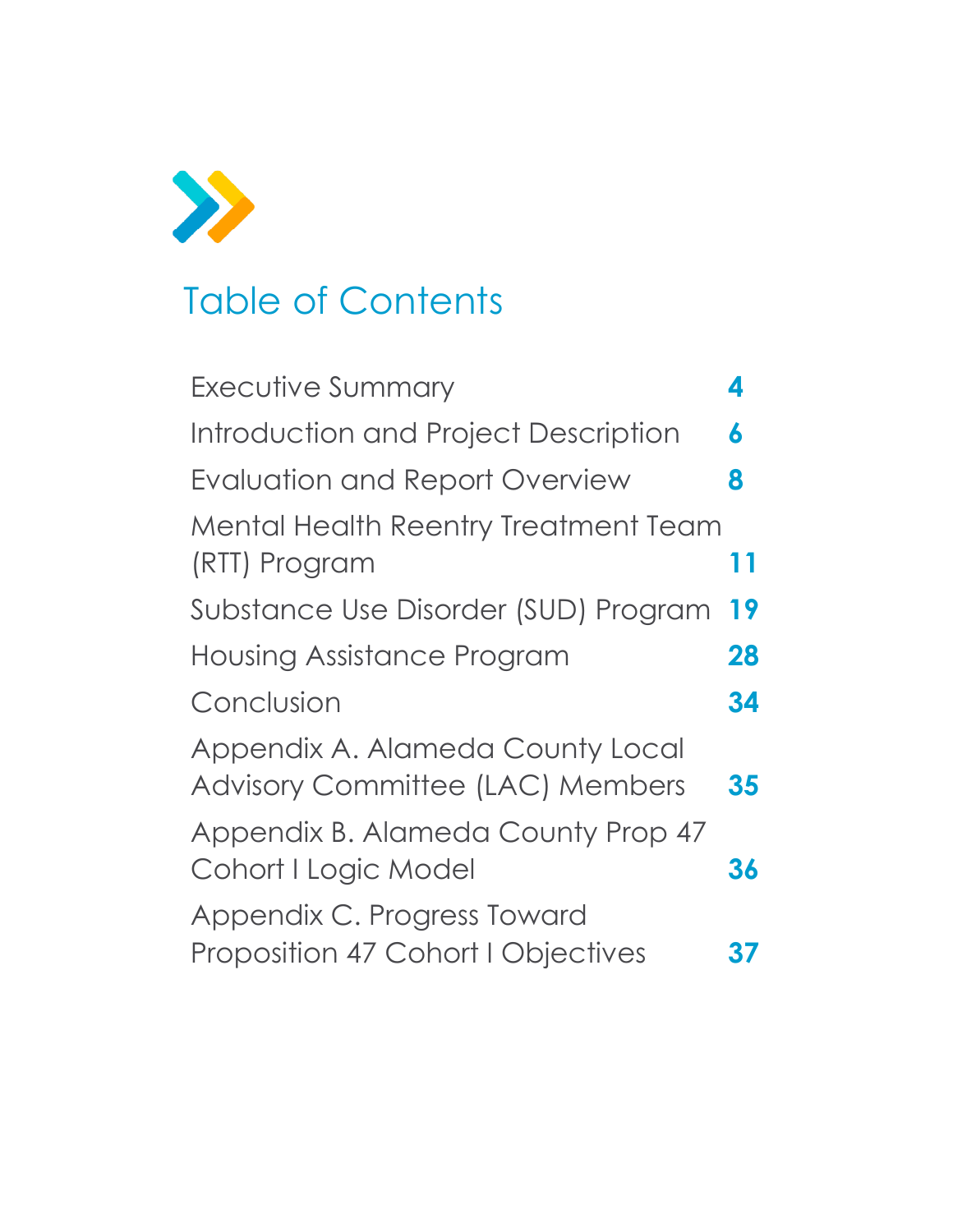# Table of Contents

| | |
|---|---|
| Executive Summary | **4** |
| Introduction and Project Description | **6** |
| Evaluation and Report Overview | **8** |
| Mental Health Reentry Treatment Team (RTT) Program | **11** |
| Substance Use Disorder (SUD) Program | **19** |
| Housing Assistance Program | **28** |
| Conclusion | **34** |
| Appendix A. Alameda County Local Advisory Committee (LAC) Members | **35** |
| Appendix B. Alameda County Prop 47 Cohort I Logic Model | **36** |
| Appendix C. Progress Toward Proposition 47 Cohort I Objectives | **37** |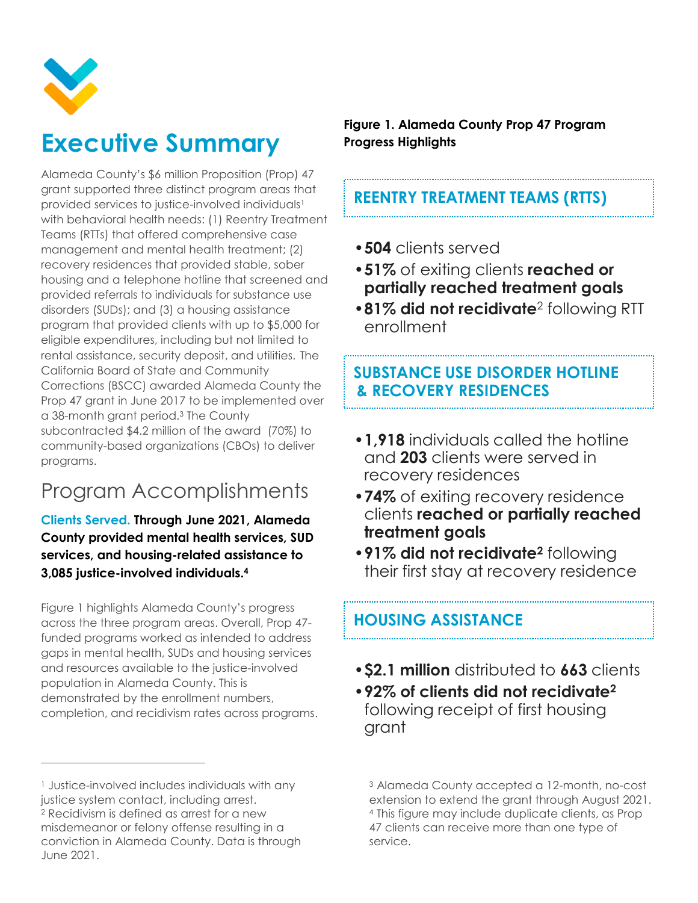# Executive Summary

Alameda County's $6 million Proposition (Prop) 47 grant supported three distinct program areas that provided services to justice-involved individuals[1] with behavioral health needs: (1) Reentry Treatment Teams (RTTs) that offered comprehensive case management and mental health treatment; (2) recovery residences that provided stable, sober housing and a telephone hotline that screened and provided referrals to individuals for substance use disorders (SUDs); and (3) a housing assistance program that provided clients with up to $5,000 for eligible expenditures, including but not limited to rental assistance, security deposit, and utilities. The California Board of State and Community Corrections (BSCC) awarded Alameda County the Prop 47 grant in June 2017 to be implemented over a 38-month grant period.[3] The County subcontracted $4.2 million of the award (70%) to community-based organizations (CBOs) to deliver programs.

## Program Accomplishments

**Clients Served. Through June 2021, Alameda County provided mental health services, SUD services, and housing-related assistance to 3,085 justice-involved individuals.[4]**

Figure 1 highlights Alameda County's progress across the three program areas. Overall, Prop 47-funded programs worked as intended to address gaps in mental health, SUDs and housing services and resources available to the justice-involved population in Alameda County. This is demonstrated by the enrollment numbers, completion, and recidivism rates across programs.

**Figure 1. Alameda County Prop 47 Program Progress Highlights**

### REENTRY TREATMENT TEAMS (RTTS)

- **504** clients served
- **51%** of exiting clients **reached or partially reached treatment goals**
- **81% did not recidivate**[2] following RTT enrollment

### SUBSTANCE USE DISORDER HOTLINE & RECOVERY RESIDENCES

- **1,918** individuals called the hotline and **203** clients were served in recovery residences
- **74%** of exiting recovery residence clients **reached or partially reached treatment goals**
- **91% did not recidivate[2]** following their first stay at recovery residence

### HOUSING ASSISTANCE

- **$2.1 million** distributed to **663** clients
- **92% of clients did not recidivate[2]** following receipt of first housing grant

---

[1] Justice-involved includes individuals with any justice system contact, including arrest.

[2] Recidivism is defined as arrest for a new misdemeanor or felony offense resulting in a conviction in Alameda County. Data is through June 2021.

[3] Alameda County accepted a 12-month, no-cost extension to extend the grant through August 2021.

[4] This figure may include duplicate clients, as Prop 47 clients can receive more than one type of service.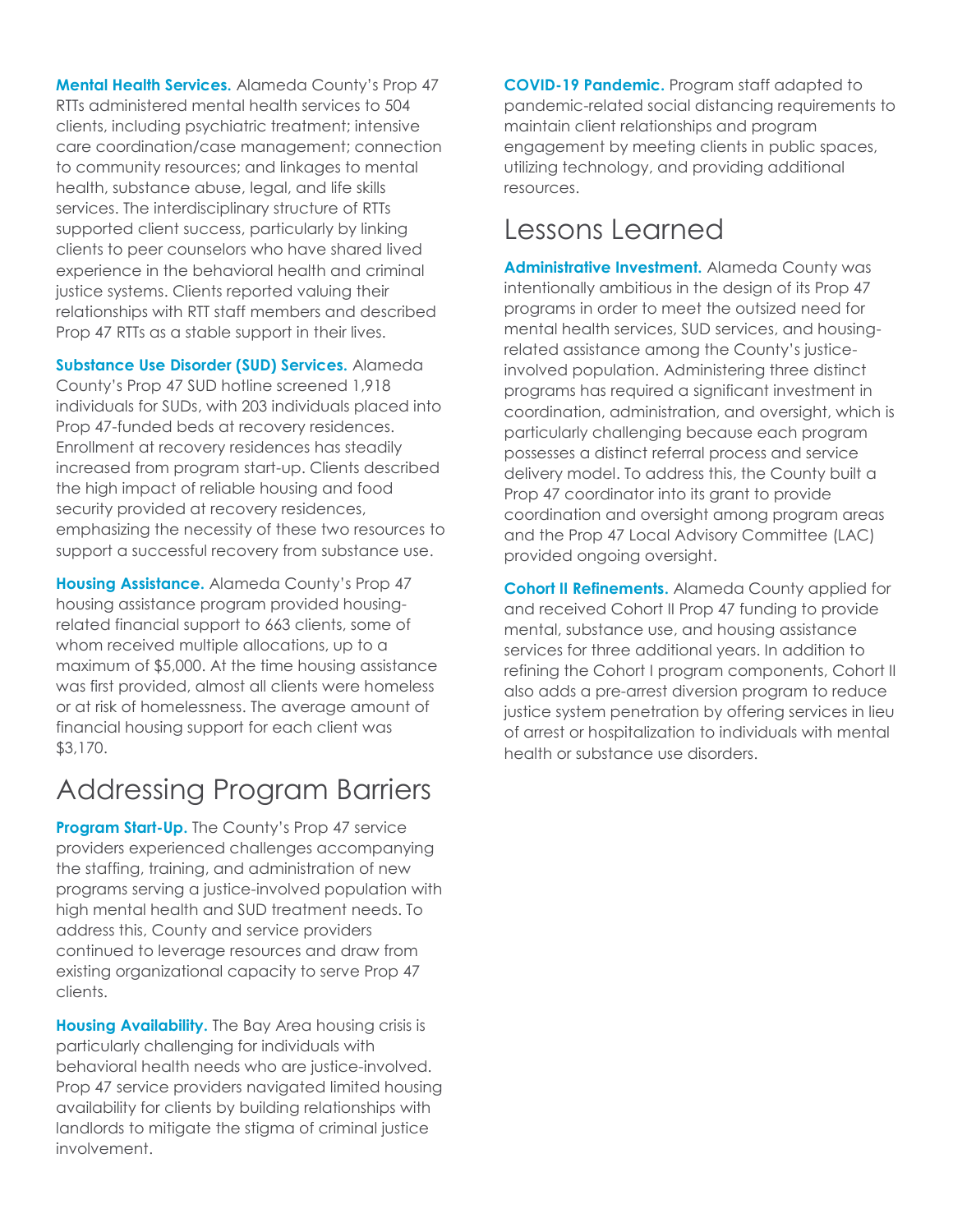**Mental Health Services.** Alameda County's Prop 47 RTTs administered mental health services to 504 clients, including psychiatric treatment; intensive care coordination/case management; connection to community resources; and linkages to mental health, substance abuse, legal, and life skills services. The interdisciplinary structure of RTTs supported client success, particularly by linking clients to peer counselors who have shared lived experience in the behavioral health and criminal justice systems. Clients reported valuing their relationships with RTT staff members and described Prop 47 RTTs as a stable support in their lives.

**Substance Use Disorder (SUD) Services.** Alameda County's Prop 47 SUD hotline screened 1,918 individuals for SUDs, with 203 individuals placed into Prop 47-funded beds at recovery residences. Enrollment at recovery residences has steadily increased from program start-up. Clients described the high impact of reliable housing and food security provided at recovery residences, emphasizing the necessity of these two resources to support a successful recovery from substance use.

**Housing Assistance.** Alameda County's Prop 47 housing assistance program provided housing-related financial support to 663 clients, some of whom received multiple allocations, up to a maximum of $5,000. At the time housing assistance was first provided, almost all clients were homeless or at risk of homelessness. The average amount of financial housing support for each client was $3,170.

## Addressing Program Barriers

**Program Start-Up.** The County's Prop 47 service providers experienced challenges accompanying the staffing, training, and administration of new programs serving a justice-involved population with high mental health and SUD treatment needs. To address this, County and service providers continued to leverage resources and draw from existing organizational capacity to serve Prop 47 clients.

**Housing Availability.** The Bay Area housing crisis is particularly challenging for individuals with behavioral health needs who are justice-involved. Prop 47 service providers navigated limited housing availability for clients by building relationships with landlords to mitigate the stigma of criminal justice involvement.

**COVID-19 Pandemic.** Program staff adapted to pandemic-related social distancing requirements to maintain client relationships and program engagement by meeting clients in public spaces, utilizing technology, and providing additional resources.

## Lessons Learned

**Administrative Investment.** Alameda County was intentionally ambitious in the design of its Prop 47 programs in order to meet the outsized need for mental health services, SUD services, and housing-related assistance among the County's justice-involved population. Administering three distinct programs has required a significant investment in coordination, administration, and oversight, which is particularly challenging because each program possesses a distinct referral process and service delivery model. To address this, the County built a Prop 47 coordinator into its grant to provide coordination and oversight among program areas and the Prop 47 Local Advisory Committee (LAC) provided ongoing oversight.

**Cohort II Refinements.** Alameda County applied for and received Cohort II Prop 47 funding to provide mental, substance use, and housing assistance services for three additional years. In addition to refining the Cohort I program components, Cohort II also adds a pre-arrest diversion program to reduce justice system penetration by offering services in lieu of arrest or hospitalization to individuals with mental health or substance use disorders.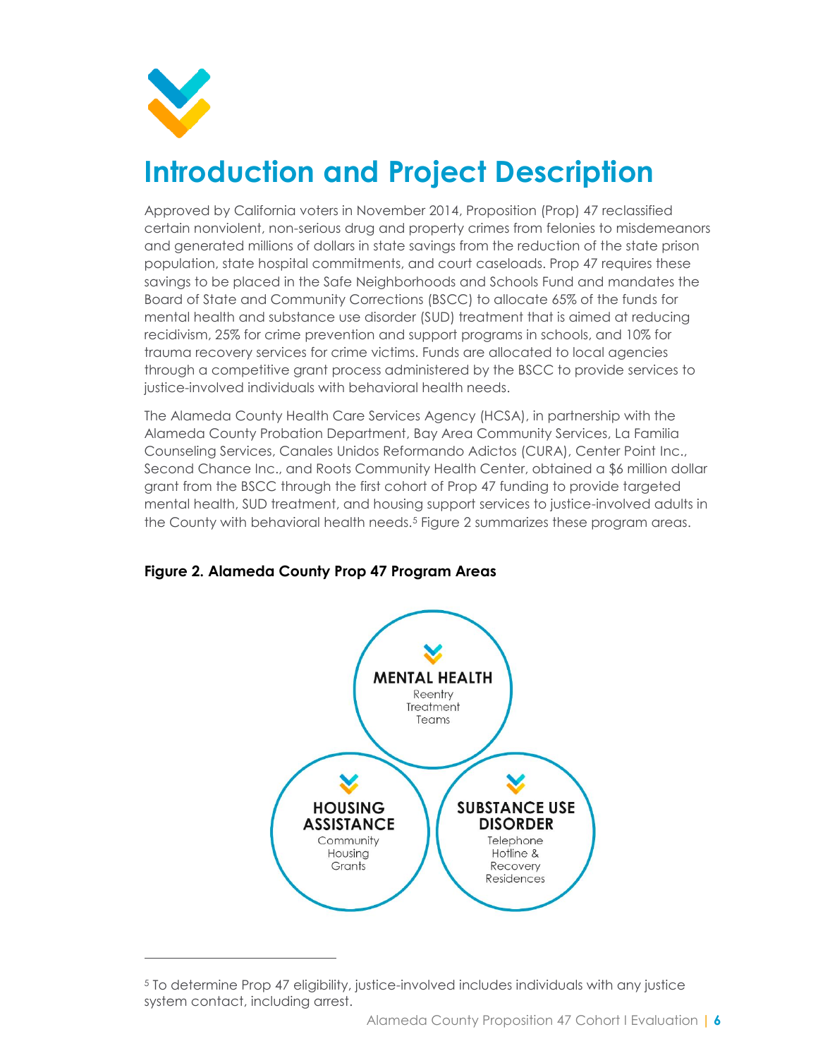# Introduction and Project Description

Approved by California voters in November 2014, Proposition (Prop) 47 reclassified certain nonviolent, non-serious drug and property crimes from felonies to misdemeanors and generated millions of dollars in state savings from the reduction of the state prison population, state hospital commitments, and court caseloads. Prop 47 requires these savings to be placed in the Safe Neighborhoods and Schools Fund and mandates the Board of State and Community Corrections (BSCC) to allocate 65% of the funds for mental health and substance use disorder (SUD) treatment that is aimed at reducing recidivism, 25% for crime prevention and support programs in schools, and 10% for trauma recovery services for crime victims. Funds are allocated to local agencies through a competitive grant process administered by the BSCC to provide services to justice-involved individuals with behavioral health needs.

The Alameda County Health Care Services Agency (HCSA), in partnership with the Alameda County Probation Department, Bay Area Community Services, La Familia Counseling Services, Canales Unidos Reformando Adictos (CURA), Center Point Inc., Second Chance Inc., and Roots Community Health Center, obtained a $6 million dollar grant from the BSCC through the first cohort of Prop 47 funding to provide targeted mental health, SUD treatment, and housing support services to justice-involved adults in the County with behavioral health needs.[5] Figure 2 summarizes these program areas.

**Figure 2. Alameda County Prop 47 Program Areas**

**MENTAL HEALTH**
Reentry Treatment Teams

**HOUSING ASSISTANCE**
Community Housing Grants

**SUBSTANCE USE DISORDER**
Telephone Hotline & Recovery Residences

---

[5] To determine Prop 47 eligibility, justice-involved includes individuals with any justice system contact, including arrest.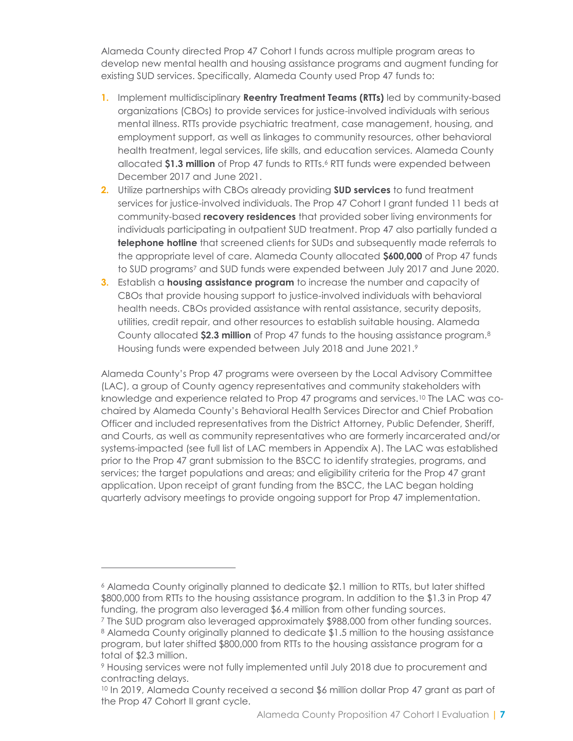Alameda County directed Prop 47 Cohort I funds across multiple program areas to develop new mental health and housing assistance programs and augment funding for existing SUD services. Specifically, Alameda County used Prop 47 funds to:

1. Implement multidisciplinary **Reentry Treatment Teams (RTTs)** led by community-based organizations (CBOs) to provide services for justice-involved individuals with serious mental illness. RTTs provide psychiatric treatment, case management, housing, and employment support, as well as linkages to community resources, other behavioral health treatment, legal services, life skills, and education services. Alameda County allocated **$1.3 million** of Prop 47 funds to RTTs.[6] RTT funds were expended between December 2017 and June 2021.
2. Utilize partnerships with CBOs already providing **SUD services** to fund treatment services for justice-involved individuals. The Prop 47 Cohort I grant funded 11 beds at community-based **recovery residences** that provided sober living environments for individuals participating in outpatient SUD treatment. Prop 47 also partially funded a **telephone hotline** that screened clients for SUDs and subsequently made referrals to the appropriate level of care. Alameda County allocated **$600,000** of Prop 47 funds to SUD programs[7] and SUD funds were expended between July 2017 and June 2020.
3. Establish a **housing assistance program** to increase the number and capacity of CBOs that provide housing support to justice-involved individuals with behavioral health needs. CBOs provided assistance with rental assistance, security deposits, utilities, credit repair, and other resources to establish suitable housing. Alameda County allocated **$2.3 million** of Prop 47 funds to the housing assistance program.[8] Housing funds were expended between July 2018 and June 2021.[9]

Alameda County's Prop 47 programs were overseen by the Local Advisory Committee (LAC), a group of County agency representatives and community stakeholders with knowledge and experience related to Prop 47 programs and services.[10] The LAC was co-chaired by Alameda County's Behavioral Health Services Director and Chief Probation Officer and included representatives from the District Attorney, Public Defender, Sheriff, and Courts, as well as community representatives who are formerly incarcerated and/or systems-impacted (see full list of LAC members in Appendix A). The LAC was established prior to the Prop 47 grant submission to the BSCC to identify strategies, programs, and services; the target populations and areas; and eligibility criteria for the Prop 47 grant application. Upon receipt of grant funding from the BSCC, the LAC began holding quarterly advisory meetings to provide ongoing support for Prop 47 implementation.

---

[6] Alameda County originally planned to dedicate $2.1 million to RTTs, but later shifted $800,000 from RTTs to the housing assistance program. In addition to the $1.3 in Prop 47 funding, the program also leveraged $6.4 million from other funding sources.

[7] The SUD program also leveraged approximately $988,000 from other funding sources.

[8] Alameda County originally planned to dedicate $1.5 million to the housing assistance program, but later shifted $800,000 from RTTs to the housing assistance program for a total of $2.3 million.

[9] Housing services were not fully implemented until July 2018 due to procurement and contracting delays.

[10] In 2019, Alameda County received a second $6 million dollar Prop 47 grant as part of the Prop 47 Cohort II grant cycle.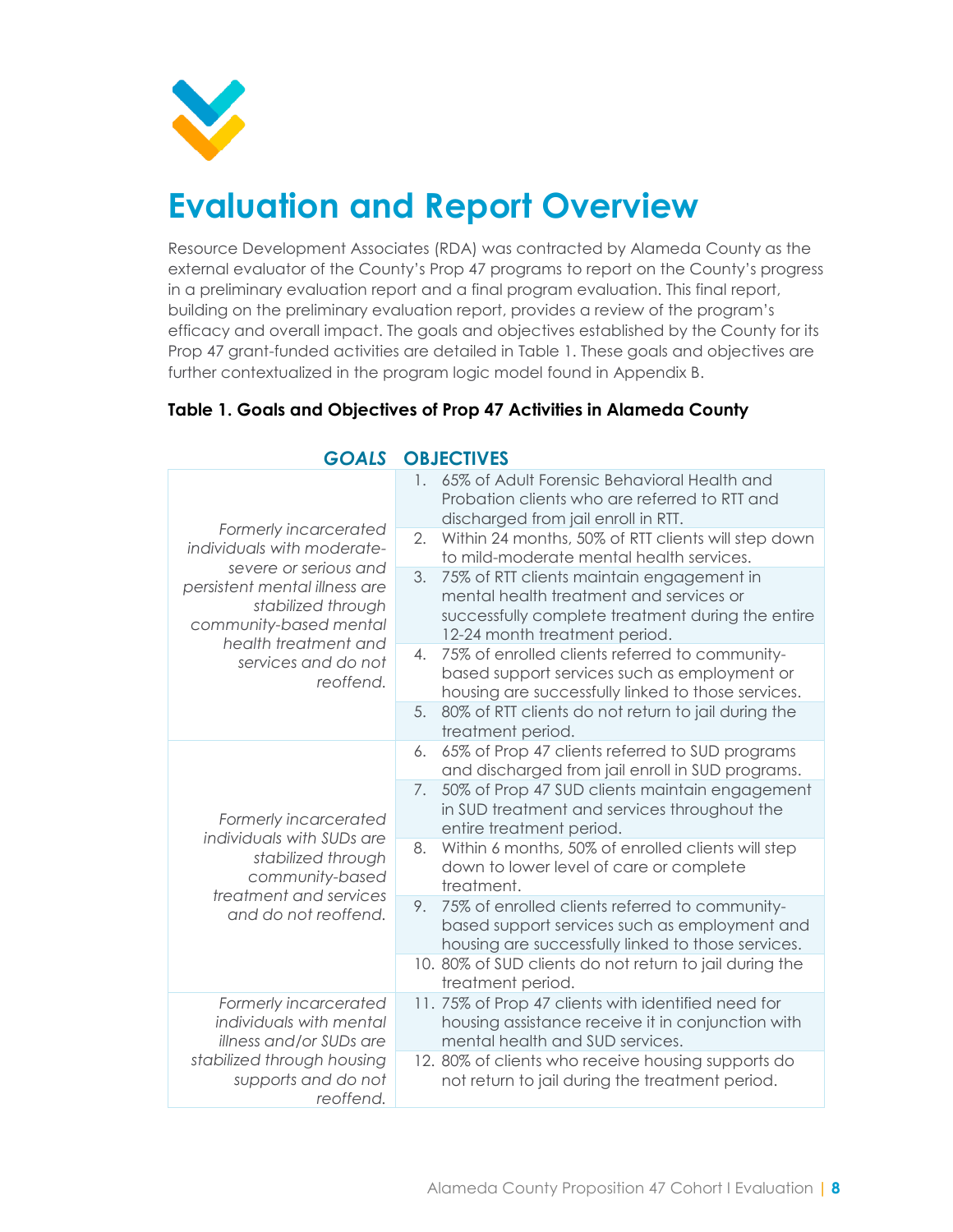# Evaluation and Report Overview

Resource Development Associates (RDA) was contracted by Alameda County as the external evaluator of the County's Prop 47 programs to report on the County's progress in a preliminary evaluation report and a final program evaluation. This final report, building on the preliminary evaluation report, provides a review of the program's efficacy and overall impact. The goals and objectives established by the County for its Prop 47 grant-funded activities are detailed in Table 1. These goals and objectives are further contextualized in the program logic model found in Appendix B.

**Table 1. Goals and Objectives of Prop 47 Activities in Alameda County**

| *GOALS* | OBJECTIVES |
|---|---|
| *Formerly incarcerated individuals with moderate-severe or serious and persistent mental illness are stabilized through community-based mental health treatment and services and do not reoffend.* | 1. 65% of Adult Forensic Behavioral Health and Probation clients who are referred to RTT and discharged from jail enroll in RTT. |
| | 2. Within 24 months, 50% of RTT clients will step down to mild-moderate mental health services. |
| | 3. 75% of RTT clients maintain engagement in mental health treatment and services or successfully complete treatment during the entire 12-24 month treatment period. |
| | 4. 75% of enrolled clients referred to community-based support services such as employment or housing are successfully linked to those services. |
| | 5. 80% of RTT clients do not return to jail during the treatment period. |
| *Formerly incarcerated individuals with SUDs are stabilized through community-based treatment and services and do not reoffend.* | 6. 65% of Prop 47 clients referred to SUD programs and discharged from jail enroll in SUD programs. |
| | 7. 50% of Prop 47 SUD clients maintain engagement in SUD treatment and services throughout the entire treatment period. |
| | 8. Within 6 months, 50% of enrolled clients will step down to lower level of care or complete treatment. |
| | 9. 75% of enrolled clients referred to community-based support services such as employment and housing are successfully linked to those services. |
| | 10. 80% of SUD clients do not return to jail during the treatment period. |
| *Formerly incarcerated individuals with mental illness and/or SUDs are stabilized through housing supports and do not reoffend.* | 11. 75% of Prop 47 clients with identified need for housing assistance receive it in conjunction with mental health and SUD services. |
| | 12. 80% of clients who receive housing supports do not return to jail during the treatment period. |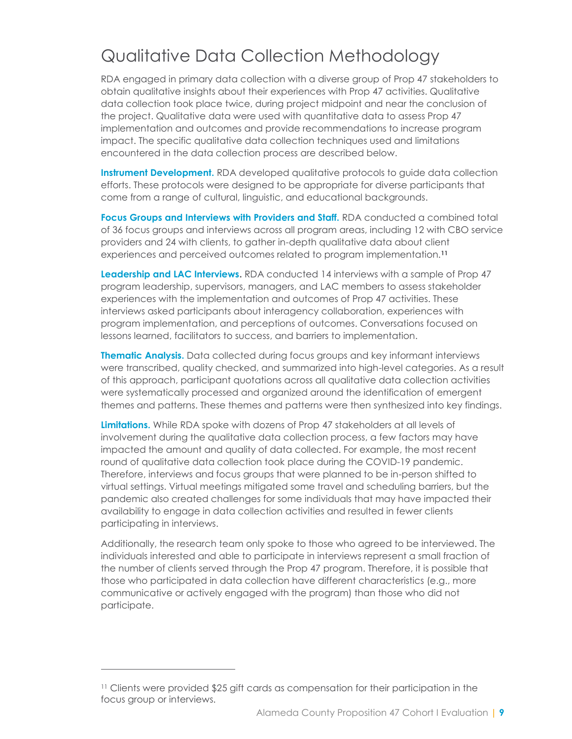# Qualitative Data Collection Methodology

RDA engaged in primary data collection with a diverse group of Prop 47 stakeholders to obtain qualitative insights about their experiences with Prop 47 activities. Qualitative data collection took place twice, during project midpoint and near the conclusion of the project. Qualitative data were used with quantitative data to assess Prop 47 implementation and outcomes and provide recommendations to increase program impact. The specific qualitative data collection techniques used and limitations encountered in the data collection process are described below.

**Instrument Development.** RDA developed qualitative protocols to guide data collection efforts. These protocols were designed to be appropriate for diverse participants that come from a range of cultural, linguistic, and educational backgrounds.

**Focus Groups and Interviews with Providers and Staff.** RDA conducted a combined total of 36 focus groups and interviews across all program areas, including 12 with CBO service providers and 24 with clients, to gather in-depth qualitative data about client experiences and perceived outcomes related to program implementation.[11]

**Leadership and LAC Interviews.** RDA conducted 14 interviews with a sample of Prop 47 program leadership, supervisors, managers, and LAC members to assess stakeholder experiences with the implementation and outcomes of Prop 47 activities. These interviews asked participants about interagency collaboration, experiences with program implementation, and perceptions of outcomes. Conversations focused on lessons learned, facilitators to success, and barriers to implementation.

**Thematic Analysis.** Data collected during focus groups and key informant interviews were transcribed, quality checked, and summarized into high-level categories. As a result of this approach, participant quotations across all qualitative data collection activities were systematically processed and organized around the identification of emergent themes and patterns. These themes and patterns were then synthesized into key findings.

**Limitations.** While RDA spoke with dozens of Prop 47 stakeholders at all levels of involvement during the qualitative data collection process, a few factors may have impacted the amount and quality of data collected. For example, the most recent round of qualitative data collection took place during the COVID-19 pandemic. Therefore, interviews and focus groups that were planned to be in-person shifted to virtual settings. Virtual meetings mitigated some travel and scheduling barriers, but the pandemic also created challenges for some individuals that may have impacted their availability to engage in data collection activities and resulted in fewer clients participating in interviews.

Additionally, the research team only spoke to those who agreed to be interviewed. The individuals interested and able to participate in interviews represent a small fraction of the number of clients served through the Prop 47 program. Therefore, it is possible that those who participated in data collection have different characteristics (e.g., more communicative or actively engaged with the program) than those who did not participate.

---

[11] Clients were provided $25 gift cards as compensation for their participation in the focus group or interviews.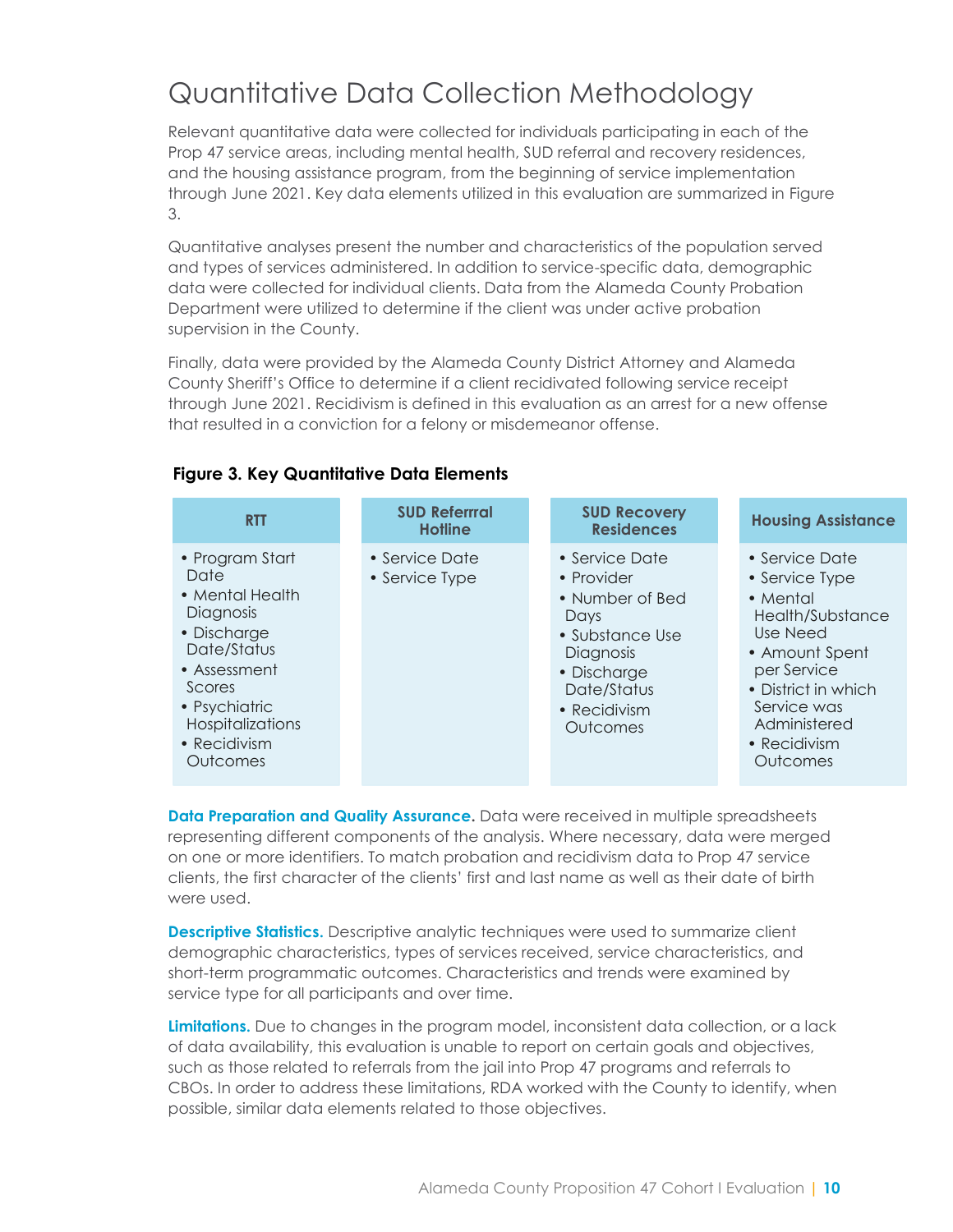# Quantitative Data Collection Methodology

Relevant quantitative data were collected for individuals participating in each of the Prop 47 service areas, including mental health, SUD referral and recovery residences, and the housing assistance program, from the beginning of service implementation through June 2021. Key data elements utilized in this evaluation are summarized in Figure 3.

Quantitative analyses present the number and characteristics of the population served and types of services administered. In addition to service-specific data, demographic data were collected for individual clients. Data from the Alameda County Probation Department were utilized to determine if the client was under active probation supervision in the County.

Finally, data were provided by the Alameda County District Attorney and Alameda County Sheriff's Office to determine if a client recidivated following service receipt through June 2021. Recidivism is defined in this evaluation as an arrest for a new offense that resulted in a conviction for a felony or misdemeanor offense.

**Figure 3. Key Quantitative Data Elements**

| RTT | SUD Referrral Hotline | SUD Recovery Residences | Housing Assistance |
|---|---|---|---|
| • Program Start Date<br>• Mental Health Diagnosis<br>• Discharge Date/Status<br>• Assessment Scores<br>• Psychiatric Hospitalizations<br>• Recidivism Outcomes | • Service Date<br>• Service Type | • Service Date<br>• Provider<br>• Number of Bed Days<br>• Substance Use Diagnosis<br>• Discharge Date/Status<br>• Recidivism Outcomes | • Service Date<br>• Service Type<br>• Mental Health/Substance Use Need<br>• Amount Spent per Service<br>• District in which Service was Administered<br>• Recidivism Outcomes |

**Data Preparation and Quality Assurance.** Data were received in multiple spreadsheets representing different components of the analysis. Where necessary, data were merged on one or more identifiers. To match probation and recidivism data to Prop 47 service clients, the first character of the clients' first and last name as well as their date of birth were used.

**Descriptive Statistics.** Descriptive analytic techniques were used to summarize client demographic characteristics, types of services received, service characteristics, and short-term programmatic outcomes. Characteristics and trends were examined by service type for all participants and over time.

**Limitations.** Due to changes in the program model, inconsistent data collection, or a lack of data availability, this evaluation is unable to report on certain goals and objectives, such as those related to referrals from the jail into Prop 47 programs and referrals to CBOs. In order to address these limitations, RDA worked with the County to identify, when possible, similar data elements related to those objectives.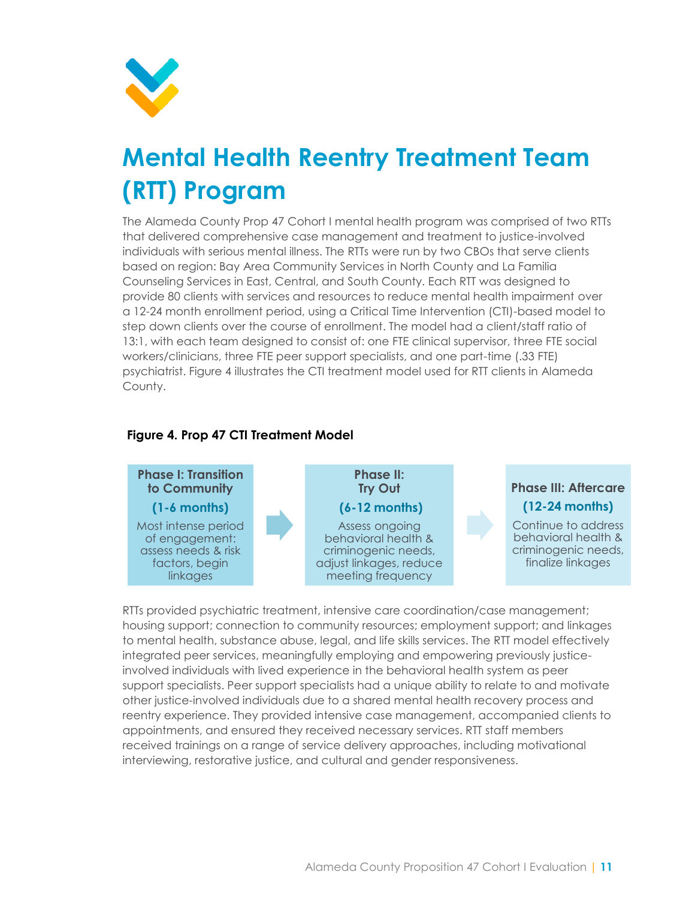# Mental Health Reentry Treatment Team (RTT) Program

The Alameda County Prop 47 Cohort I mental health program was comprised of two RTTs that delivered comprehensive case management and treatment to justice-involved individuals with serious mental illness. The RTTs were run by two CBOs that serve clients based on region: Bay Area Community Services in North County and La Familia Counseling Services in East, Central, and South County. Each RTT was designed to provide 80 clients with services and resources to reduce mental health impairment over a 12-24 month enrollment period, using a Critical Time Intervention (CTI)-based model to step down clients over the course of enrollment. The model had a client/staff ratio of 13:1, with each team designed to consist of: one FTE clinical supervisor, three FTE social workers/clinicians, three FTE peer support specialists, and one part-time (.33 FTE) psychiatrist. Figure 4 illustrates the CTI treatment model used for RTT clients in Alameda County.

**Figure 4. Prop 47 CTI Treatment Model**

| Phase I: Transition to Community (1-6 months) | → | Phase II: Try Out (6-12 months) | → | Phase III: Aftercare (12-24 months) |
|---|---|---|---|---|
| Most intense period of engagement: assess needs & risk factors, begin linkages | | Assess ongoing behavioral health & criminogenic needs, adjust linkages, reduce meeting frequency | | Continue to address behavioral health & criminogenic needs, finalize linkages |

RTTs provided psychiatric treatment, intensive care coordination/case management; housing support; connection to community resources; employment support; and linkages to mental health, substance abuse, legal, and life skills services. The RTT model effectively integrated peer services, meaningfully employing and empowering previously justice-involved individuals with lived experience in the behavioral health system as peer support specialists. Peer support specialists had a unique ability to relate to and motivate other justice-involved individuals due to a shared mental health recovery process and reentry experience. They provided intensive case management, accompanied clients to appointments, and ensured they received necessary services. RTT staff members received trainings on a range of service delivery approaches, including motivational interviewing, restorative justice, and cultural and gender responsiveness.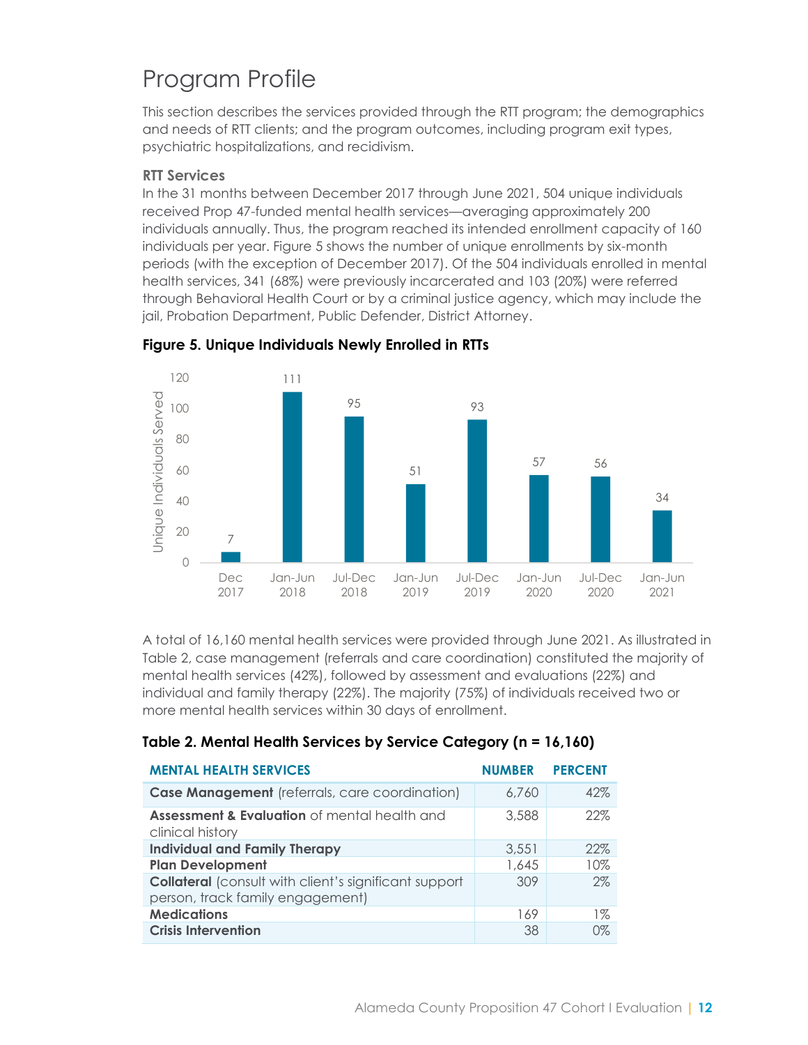# Program Profile

This section describes the services provided through the RTT program; the demographics and needs of RTT clients; and the program outcomes, including program exit types, psychiatric hospitalizations, and recidivism.

### RTT Services

In the 31 months between December 2017 through June 2021, 504 unique individuals received Prop 47-funded mental health services—averaging approximately 200 individuals annually. Thus, the program reached its intended enrollment capacity of 160 individuals per year. Figure 5 shows the number of unique enrollments by six-month periods (with the exception of December 2017). Of the 504 individuals enrolled in mental health services, 341 (68%) were previously incarcerated and 103 (20%) were referred through Behavioral Health Court or by a criminal justice agency, which may include the jail, Probation Department, Public Defender, District Attorney.

**Figure 5. Unique Individuals Newly Enrolled in RTTs**

| Period | Unique Individuals Served |
|---|---|
| Dec 2017 | 7 |
| Jan-Jun 2018 | 111 |
| Jul-Dec 2018 | 95 |
| Jan-Jun 2019 | 51 |
| Jul-Dec 2019 | 93 |
| Jan-Jun 2020 | 57 |
| Jul-Dec 2020 | 56 |
| Jan-Jun 2021 | 34 |

A total of 16,160 mental health services were provided through June 2021. As illustrated in Table 2, case management (referrals and care coordination) constituted the majority of mental health services (42%), followed by assessment and evaluations (22%) and individual and family therapy (22%). The majority (75%) of individuals received two or more mental health services within 30 days of enrollment.

**Table 2. Mental Health Services by Service Category (n = 16,160)**

| MENTAL HEALTH SERVICES | NUMBER | PERCENT |
|---|---|---|
| **Case Management** (referrals, care coordination) | 6,760 | 42% |
| **Assessment & Evaluation** of mental health and clinical history | 3,588 | 22% |
| **Individual and Family Therapy** | 3,551 | 22% |
| **Plan Development** | 1,645 | 10% |
| **Collateral** (consult with client's significant support person, track family engagement) | 309 | 2% |
| **Medications** | 169 | 1% |
| **Crisis Intervention** | 38 | 0% |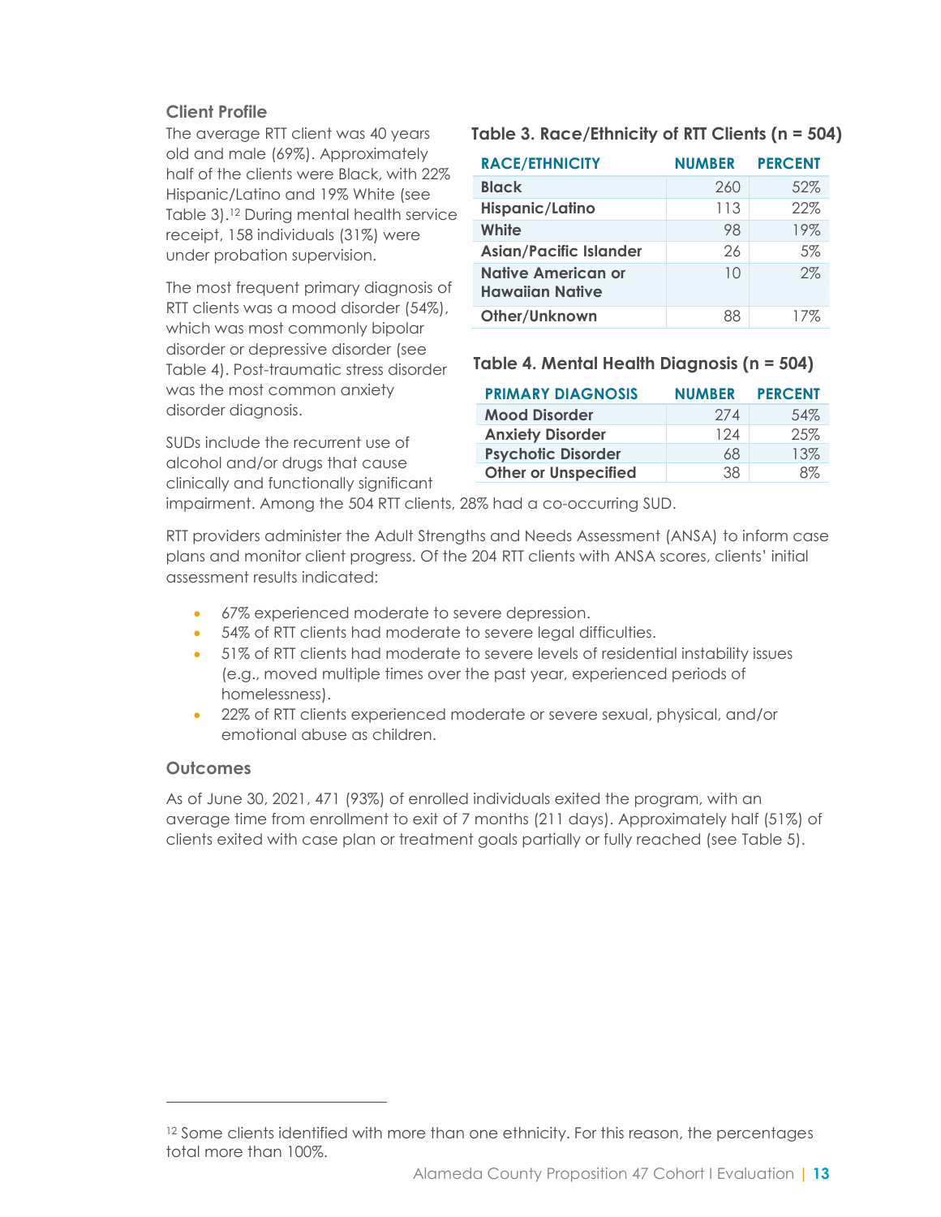### Client Profile

The average RTT client was 40 years old and male (69%). Approximately half of the clients were Black, with 22% Hispanic/Latino and 19% White (see Table 3).[12] During mental health service receipt, 158 individuals (31%) were under probation supervision.

**Table 3. Race/Ethnicity of RTT Clients (n = 504)**

| RACE/ETHNICITY | NUMBER | PERCENT |
|---|---|---|
| **Black** | 260 | 52% |
| **Hispanic/Latino** | 113 | 22% |
| **White** | 98 | 19% |
| **Asian/Pacific Islander** | 26 | 5% |
| **Native American or Hawaiian Native** | 10 | 2% |
| **Other/Unknown** | 88 | 17% |

The most frequent primary diagnosis of RTT clients was a mood disorder (54%), which was most commonly bipolar disorder or depressive disorder (see Table 4). Post-traumatic stress disorder was the most common anxiety disorder diagnosis.

**Table 4. Mental Health Diagnosis (n = 504)**

| PRIMARY DIAGNOSIS | NUMBER | PERCENT |
|---|---|---|
| **Mood Disorder** | 274 | 54% |
| **Anxiety Disorder** | 124 | 25% |
| **Psychotic Disorder** | 68 | 13% |
| **Other or Unspecified** | 38 | 8% |

SUDs include the recurrent use of alcohol and/or drugs that cause clinically and functionally significant impairment. Among the 504 RTT clients, 28% had a co-occurring SUD.

RTT providers administer the Adult Strengths and Needs Assessment (ANSA) to inform case plans and monitor client progress. Of the 204 RTT clients with ANSA scores, clients' initial assessment results indicated:

- 67% experienced moderate to severe depression.
- 54% of RTT clients had moderate to severe legal difficulties.
- 51% of RTT clients had moderate to severe levels of residential instability issues (e.g., moved multiple times over the past year, experienced periods of homelessness).
- 22% of RTT clients experienced moderate or severe sexual, physical, and/or emotional abuse as children.

### Outcomes

As of June 30, 2021, 471 (93%) of enrolled individuals exited the program, with an average time from enrollment to exit of 7 months (211 days). Approximately half (51%) of clients exited with case plan or treatment goals partially or fully reached (see Table 5).

---

[12] Some clients identified with more than one ethnicity. For this reason, the percentages total more than 100%.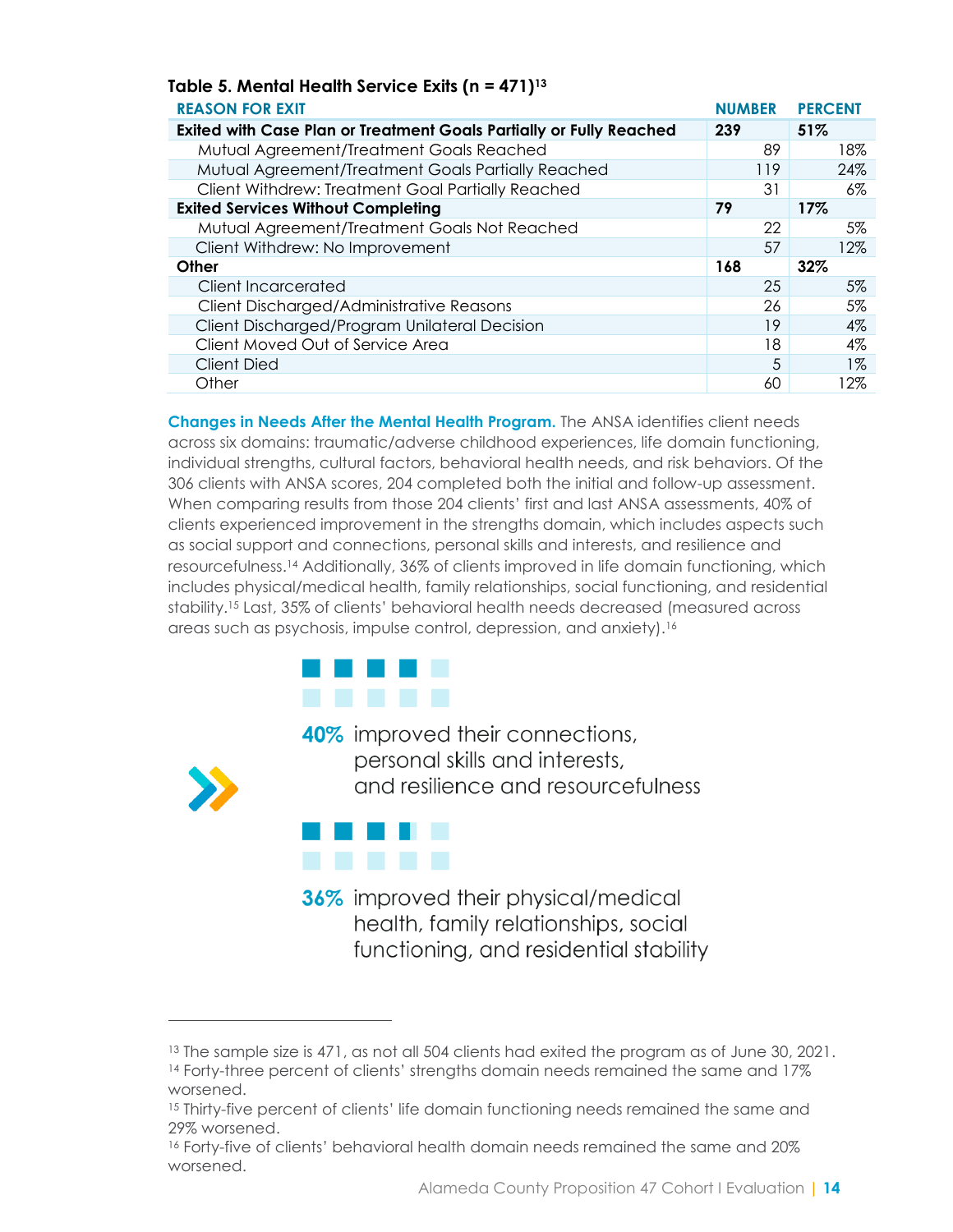**Table 5. Mental Health Service Exits (n = 471)**[13]

| REASON FOR EXIT | NUMBER | PERCENT |
|---|---|---|
| **Exited with Case Plan or Treatment Goals Partially or Fully Reached** | **239** | **51%** |
| Mutual Agreement/Treatment Goals Reached | 89 | 18% |
| Mutual Agreement/Treatment Goals Partially Reached | 119 | 24% |
| Client Withdrew: Treatment Goal Partially Reached | 31 | 6% |
| **Exited Services Without Completing** | **79** | **17%** |
| Mutual Agreement/Treatment Goals Not Reached | 22 | 5% |
| Client Withdrew: No Improvement | 57 | 12% |
| **Other** | **168** | **32%** |
| Client Incarcerated | 25 | 5% |
| Client Discharged/Administrative Reasons | 26 | 5% |
| Client Discharged/Program Unilateral Decision | 19 | 4% |
| Client Moved Out of Service Area | 18 | 4% |
| Client Died | 5 | 1% |
| Other | 60 | 12% |

**Changes in Needs After the Mental Health Program.** The ANSA identifies client needs across six domains: traumatic/adverse childhood experiences, life domain functioning, individual strengths, cultural factors, behavioral health needs, and risk behaviors. Of the 306 clients with ANSA scores, 204 completed both the initial and follow-up assessment. When comparing results from those 204 clients' first and last ANSA assessments, 40% of clients experienced improvement in the strengths domain, which includes aspects such as social support and connections, personal skills and interests, and resilience and resourcefulness.[14] Additionally, 36% of clients improved in life domain functioning, which includes physical/medical health, family relationships, social functioning, and residential stability.[15] Last, 35% of clients' behavioral health needs decreased (measured across areas such as psychosis, impulse control, depression, and anxiety).[16]

**40%** improved their connections, personal skills and interests, and resilience and resourcefulness

**36%** improved their physical/medical health, family relationships, social functioning, and residential stability

---

[13] The sample size is 471, as not all 504 clients had exited the program as of June 30, 2021.

[14] Forty-three percent of clients' strengths domain needs remained the same and 17% worsened.

[15] Thirty-five percent of clients' life domain functioning needs remained the same and 29% worsened.

[16] Forty-five of clients' behavioral health domain needs remained the same and 20% worsened.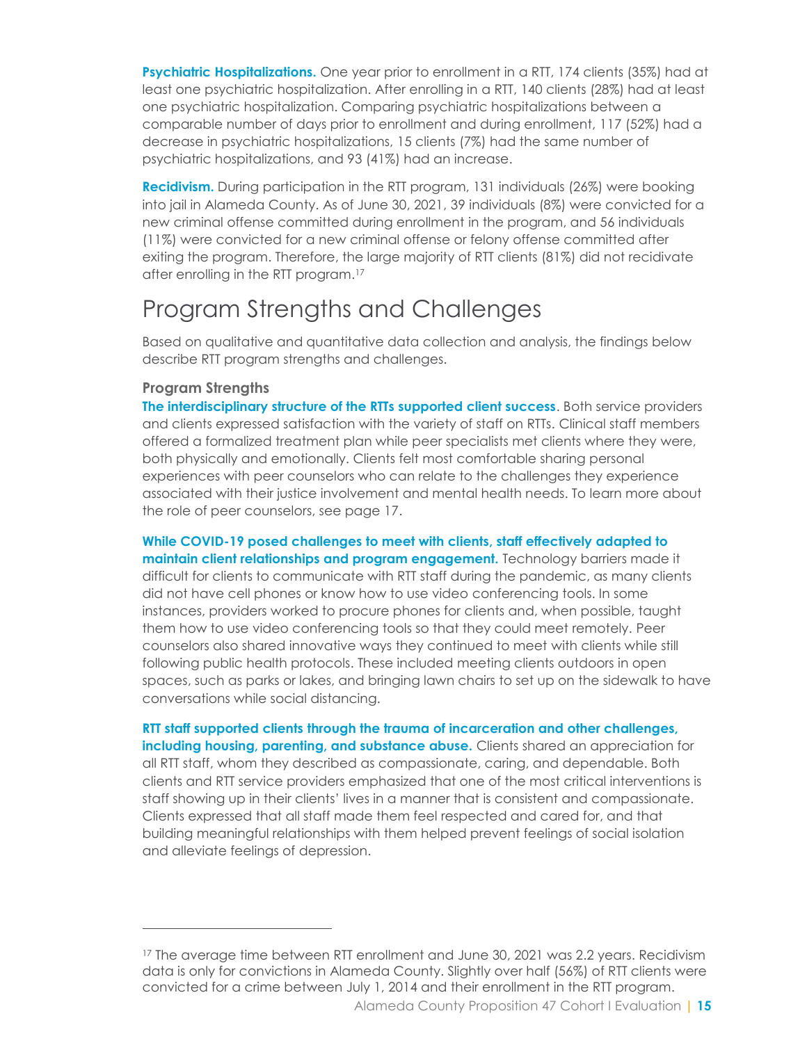**Psychiatric Hospitalizations.** One year prior to enrollment in a RTT, 174 clients (35%) had at least one psychiatric hospitalization. After enrolling in a RTT, 140 clients (28%) had at least one psychiatric hospitalization. Comparing psychiatric hospitalizations between a comparable number of days prior to enrollment and during enrollment, 117 (52%) had a decrease in psychiatric hospitalizations, 15 clients (7%) had the same number of psychiatric hospitalizations, and 93 (41%) had an increase.

**Recidivism.** During participation in the RTT program, 131 individuals (26%) were booking into jail in Alameda County. As of June 30, 2021, 39 individuals (8%) were convicted for a new criminal offense committed during enrollment in the program, and 56 individuals (11%) were convicted for a new criminal offense or felony offense committed after exiting the program. Therefore, the large majority of RTT clients (81%) did not recidivate after enrolling in the RTT program.[17]

# Program Strengths and Challenges

Based on qualitative and quantitative data collection and analysis, the findings below describe RTT program strengths and challenges.

### Program Strengths

**The interdisciplinary structure of the RTTs supported client success**. Both service providers and clients expressed satisfaction with the variety of staff on RTTs. Clinical staff members offered a formalized treatment plan while peer specialists met clients where they were, both physically and emotionally. Clients felt most comfortable sharing personal experiences with peer counselors who can relate to the challenges they experience associated with their justice involvement and mental health needs. To learn more about the role of peer counselors, see page 17.

**While COVID-19 posed challenges to meet with clients, staff effectively adapted to maintain client relationships and program engagement.** Technology barriers made it difficult for clients to communicate with RTT staff during the pandemic, as many clients did not have cell phones or know how to use video conferencing tools. In some instances, providers worked to procure phones for clients and, when possible, taught them how to use video conferencing tools so that they could meet remotely. Peer counselors also shared innovative ways they continued to meet with clients while still following public health protocols. These included meeting clients outdoors in open spaces, such as parks or lakes, and bringing lawn chairs to set up on the sidewalk to have conversations while social distancing.

**RTT staff supported clients through the trauma of incarceration and other challenges, including housing, parenting, and substance abuse.** Clients shared an appreciation for all RTT staff, whom they described as compassionate, caring, and dependable. Both clients and RTT service providers emphasized that one of the most critical interventions is staff showing up in their clients' lives in a manner that is consistent and compassionate. Clients expressed that all staff made them feel respected and cared for, and that building meaningful relationships with them helped prevent feelings of social isolation and alleviate feelings of depression.

---

[17] The average time between RTT enrollment and June 30, 2021 was 2.2 years. Recidivism data is only for convictions in Alameda County. Slightly over half (56%) of RTT clients were convicted for a crime between July 1, 2014 and their enrollment in the RTT program.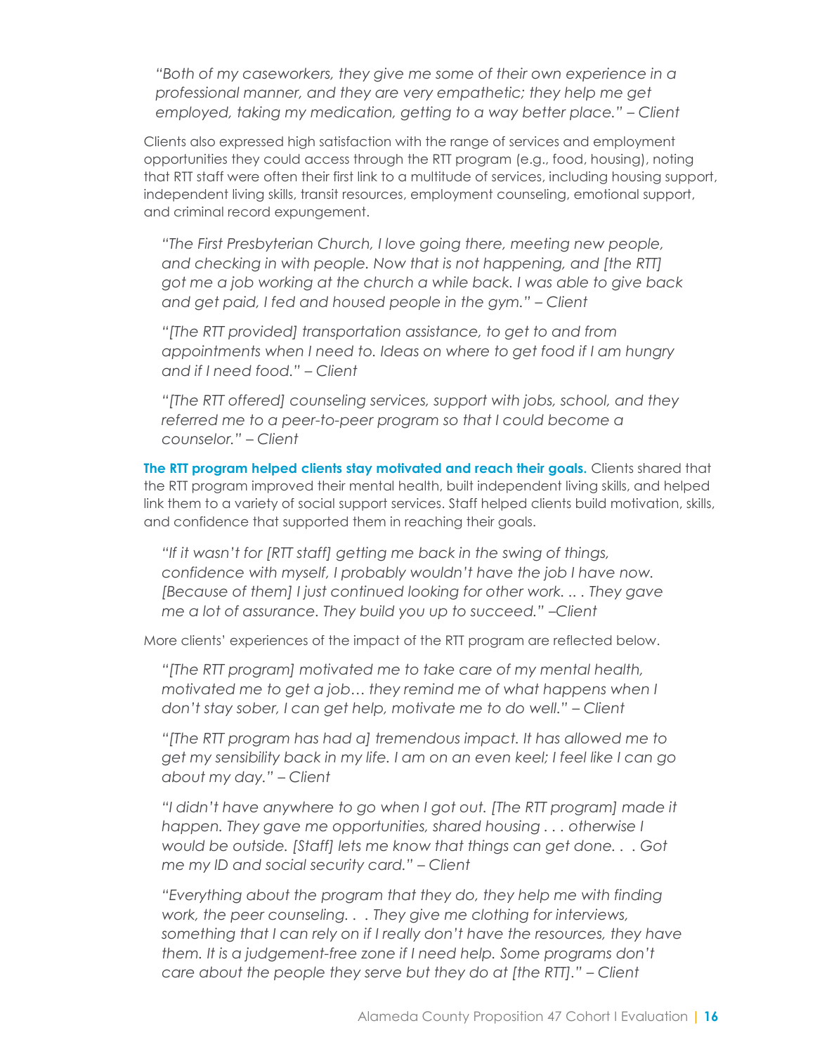*"Both of my caseworkers, they give me some of their own experience in a professional manner, and they are very empathetic; they help me get employed, taking my medication, getting to a way better place." – Client*

Clients also expressed high satisfaction with the range of services and employment opportunities they could access through the RTT program (e.g., food, housing), noting that RTT staff were often their first link to a multitude of services, including housing support, independent living skills, transit resources, employment counseling, emotional support, and criminal record expungement.

*"The First Presbyterian Church, I love going there, meeting new people, and checking in with people. Now that is not happening, and [the RTT] got me a job working at the church a while back. I was able to give back and get paid, I fed and housed people in the gym." – Client*

*"[The RTT provided] transportation assistance, to get to and from appointments when I need to. Ideas on where to get food if I am hungry and if I need food." – Client*

*"[The RTT offered] counseling services, support with jobs, school, and they referred me to a peer-to-peer program so that I could become a counselor." – Client*

**The RTT program helped clients stay motivated and reach their goals.** Clients shared that the RTT program improved their mental health, built independent living skills, and helped link them to a variety of social support services. Staff helped clients build motivation, skills, and confidence that supported them in reaching their goals.

*"If it wasn't for [RTT staff] getting me back in the swing of things, confidence with myself, I probably wouldn't have the job I have now. [Because of them] I just continued looking for other work. .. . They gave me a lot of assurance. They build you up to succeed." –Client*

More clients' experiences of the impact of the RTT program are reflected below.

*"[The RTT program] motivated me to take care of my mental health, motivated me to get a job… they remind me of what happens when I don't stay sober, I can get help, motivate me to do well." – Client*

*"[The RTT program has had a] tremendous impact. It has allowed me to get my sensibility back in my life. I am on an even keel; I feel like I can go about my day." – Client*

*"I didn't have anywhere to go when I got out. [The RTT program] made it happen. They gave me opportunities, shared housing . . . otherwise I would be outside. [Staff] lets me know that things can get done. . . Got me my ID and social security card." – Client*

*"Everything about the program that they do, they help me with finding work, the peer counseling. . . They give me clothing for interviews, something that I can rely on if I really don't have the resources, they have them. It is a judgement-free zone if I need help. Some programs don't care about the people they serve but they do at [the RTT]." – Client*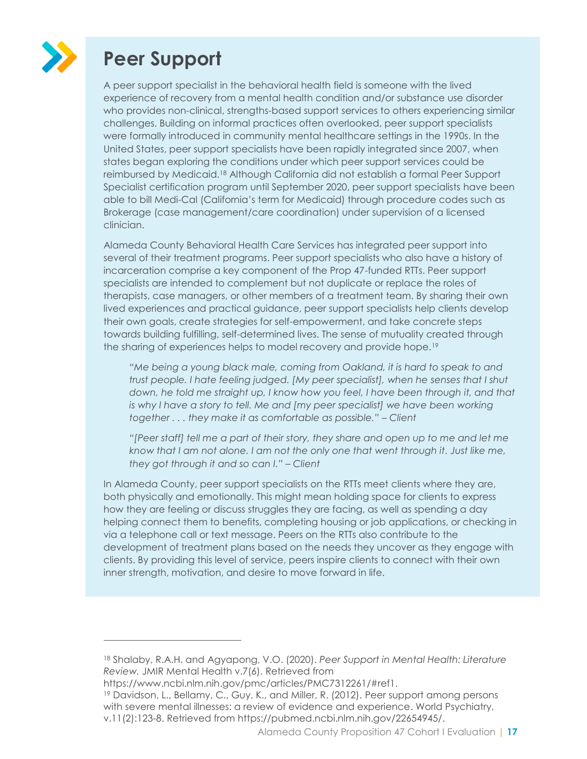# Peer Support

A peer support specialist in the behavioral health field is someone with the lived experience of recovery from a mental health condition and/or substance use disorder who provides non-clinical, strengths-based support services to others experiencing similar challenges. Building on informal practices often overlooked, peer support specialists were formally introduced in community mental healthcare settings in the 1990s. In the United States, peer support specialists have been rapidly integrated since 2007, when states began exploring the conditions under which peer support services could be reimbursed by Medicaid.[18] Although California did not establish a formal Peer Support Specialist certification program until September 2020, peer support specialists have been able to bill Medi-Cal (California's term for Medicaid) through procedure codes such as Brokerage (case management/care coordination) under supervision of a licensed clinician.

Alameda County Behavioral Health Care Services has integrated peer support into several of their treatment programs. Peer support specialists who also have a history of incarceration comprise a key component of the Prop 47-funded RTTs. Peer support specialists are intended to complement but not duplicate or replace the roles of therapists, case managers, or other members of a treatment team. By sharing their own lived experiences and practical guidance, peer support specialists help clients develop their own goals, create strategies for self-empowerment, and take concrete steps towards building fulfilling, self-determined lives. The sense of mutuality created through the sharing of experiences helps to model recovery and provide hope.[19]

> *"Me being a young black male, coming from Oakland, it is hard to speak to and trust people. I hate feeling judged. [My peer specialist], when he senses that I shut down, he told me straight up, I know how you feel, I have been through it, and that is why I have a story to tell. Me and [my peer specialist] we have been working together . . . they make it as comfortable as possible." – Client*

> *"[Peer staff] tell me a part of their story, they share and open up to me and let me know that I am not alone. I am not the only one that went through it. Just like me, they got through it and so can I." – Client*

In Alameda County, peer support specialists on the RTTs meet clients where they are, both physically and emotionally. This might mean holding space for clients to express how they are feeling or discuss struggles they are facing, as well as spending a day helping connect them to benefits, completing housing or job applications, or checking in via a telephone call or text message. Peers on the RTTs also contribute to the development of treatment plans based on the needs they uncover as they engage with clients. By providing this level of service, peers inspire clients to connect with their own inner strength, motivation, and desire to move forward in life.

---

[18] Shalaby, R.A.H. and Agyapong, V.O. (2020). *Peer Support in Mental Health: Literature Review.* JMIR Mental Health v.7(6). Retrieved from https://www.ncbi.nlm.nih.gov/pmc/articles/PMC7312261/#ref1.

[19] Davidson, L., Bellamy, C., Guy, K., and Miller, R. (2012). Peer support among persons with severe mental illnesses: a review of evidence and experience. World Psychiatry, v.11(2):123-8. Retrieved from https://pubmed.ncbi.nlm.nih.gov/22654945/.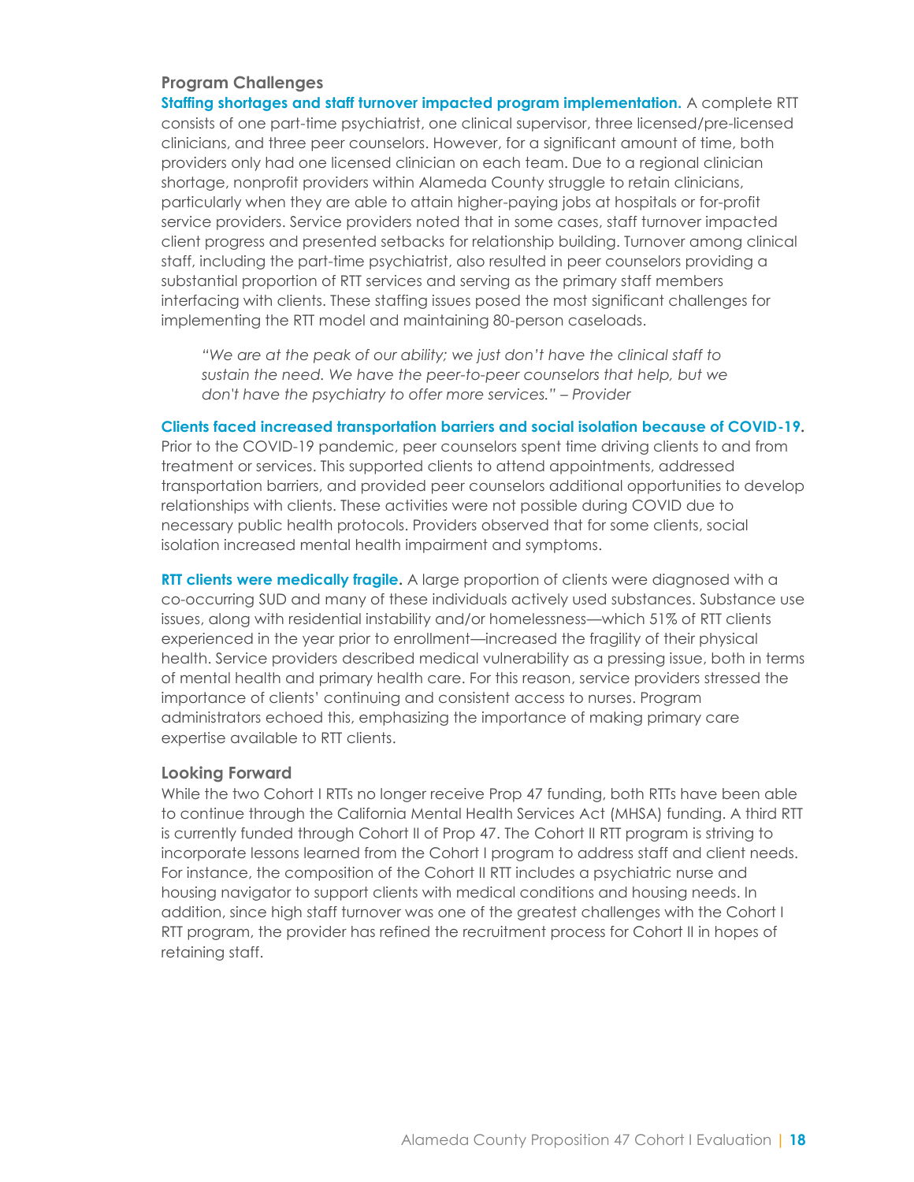### Program Challenges

**Staffing shortages and staff turnover impacted program implementation.** A complete RTT consists of one part-time psychiatrist, one clinical supervisor, three licensed/pre-licensed clinicians, and three peer counselors. However, for a significant amount of time, both providers only had one licensed clinician on each team. Due to a regional clinician shortage, nonprofit providers within Alameda County struggle to retain clinicians, particularly when they are able to attain higher-paying jobs at hospitals or for-profit service providers. Service providers noted that in some cases, staff turnover impacted client progress and presented setbacks for relationship building. Turnover among clinical staff, including the part-time psychiatrist, also resulted in peer counselors providing a substantial proportion of RTT services and serving as the primary staff members interfacing with clients. These staffing issues posed the most significant challenges for implementing the RTT model and maintaining 80-person caseloads.

> *"We are at the peak of our ability; we just don't have the clinical staff to sustain the need. We have the peer-to-peer counselors that help, but we don't have the psychiatry to offer more services." – Provider*

**Clients faced increased transportation barriers and social isolation because of COVID-19.** Prior to the COVID-19 pandemic, peer counselors spent time driving clients to and from treatment or services. This supported clients to attend appointments, addressed transportation barriers, and provided peer counselors additional opportunities to develop relationships with clients. These activities were not possible during COVID due to necessary public health protocols. Providers observed that for some clients, social isolation increased mental health impairment and symptoms.

**RTT clients were medically fragile.** A large proportion of clients were diagnosed with a co-occurring SUD and many of these individuals actively used substances. Substance use issues, along with residential instability and/or homelessness—which 51% of RTT clients experienced in the year prior to enrollment—increased the fragility of their physical health. Service providers described medical vulnerability as a pressing issue, both in terms of mental health and primary health care. For this reason, service providers stressed the importance of clients' continuing and consistent access to nurses. Program administrators echoed this, emphasizing the importance of making primary care expertise available to RTT clients.

### Looking Forward

While the two Cohort I RTTs no longer receive Prop 47 funding, both RTTs have been able to continue through the California Mental Health Services Act (MHSA) funding. A third RTT is currently funded through Cohort II of Prop 47. The Cohort II RTT program is striving to incorporate lessons learned from the Cohort I program to address staff and client needs. For instance, the composition of the Cohort II RTT includes a psychiatric nurse and housing navigator to support clients with medical conditions and housing needs. In addition, since high staff turnover was one of the greatest challenges with the Cohort I RTT program, the provider has refined the recruitment process for Cohort II in hopes of retaining staff.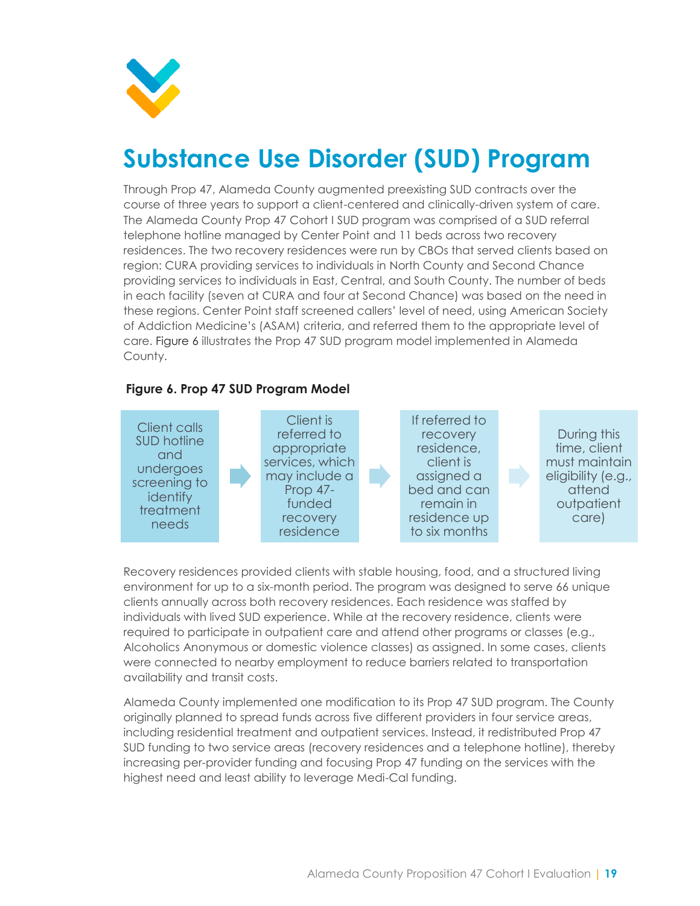# Substance Use Disorder (SUD) Program

Through Prop 47, Alameda County augmented preexisting SUD contracts over the course of three years to support a client-centered and clinically-driven system of care. The Alameda County Prop 47 Cohort I SUD program was comprised of a SUD referral telephone hotline managed by Center Point and 11 beds across two recovery residences. The two recovery residences were run by CBOs that served clients based on region: CURA providing services to individuals in North County and Second Chance providing services to individuals in East, Central, and South County. The number of beds in each facility (seven at CURA and four at Second Chance) was based on the need in these regions. Center Point staff screened callers' level of need, using American Society of Addiction Medicine's (ASAM) criteria, and referred them to the appropriate level of care. Figure 6 illustrates the Prop 47 SUD program model implemented in Alameda County.

**Figure 6. Prop 47 SUD Program Model**

Client calls SUD hotline and undergoes screening to identify treatment needs → Client is referred to appropriate services, which may include a Prop 47-funded recovery residence → If referred to recovery residence, client is assigned a bed and can remain in residence up to six months → During this time, client must maintain eligibility (e.g., attend outpatient care)

Recovery residences provided clients with stable housing, food, and a structured living environment for up to a six-month period. The program was designed to serve 66 unique clients annually across both recovery residences. Each residence was staffed by individuals with lived SUD experience. While at the recovery residence, clients were required to participate in outpatient care and attend other programs or classes (e.g., Alcoholics Anonymous or domestic violence classes) as assigned. In some cases, clients were connected to nearby employment to reduce barriers related to transportation availability and transit costs.

Alameda County implemented one modification to its Prop 47 SUD program. The County originally planned to spread funds across five different providers in four service areas, including residential treatment and outpatient services. Instead, it redistributed Prop 47 SUD funding to two service areas (recovery residences and a telephone hotline), thereby increasing per-provider funding and focusing Prop 47 funding on the services with the highest need and least ability to leverage Medi-Cal funding.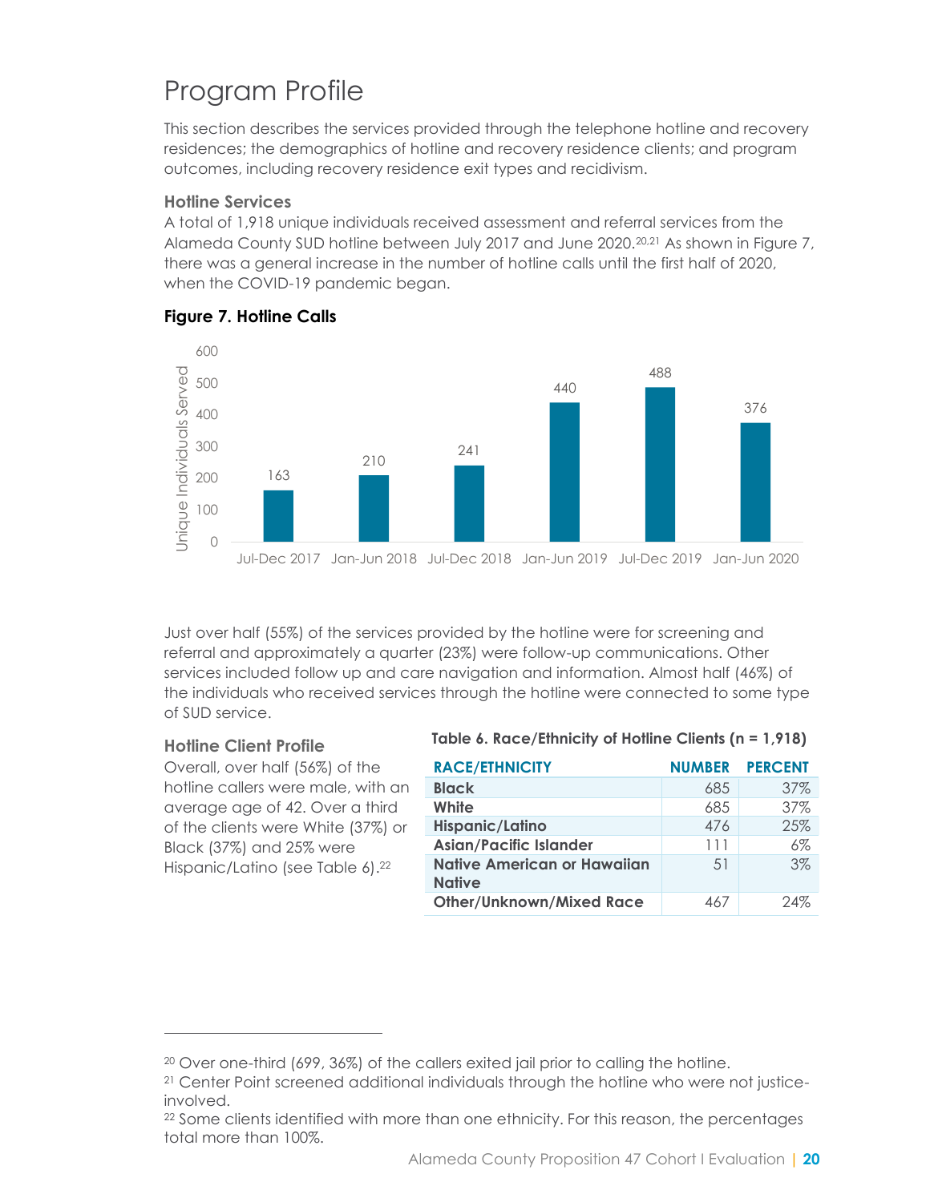# Program Profile

This section describes the services provided through the telephone hotline and recovery residences; the demographics of hotline and recovery residence clients; and program outcomes, including recovery residence exit types and recidivism.

### Hotline Services

A total of 1,918 unique individuals received assessment and referral services from the Alameda County SUD hotline between July 2017 and June 2020.[20,21] As shown in Figure 7, there was a general increase in the number of hotline calls until the first half of 2020, when the COVID-19 pandemic began.

**Figure 7. Hotline Calls**

| Period | Unique Individuals Served |
|---|---|
| Jul-Dec 2017 | 163 |
| Jan-Jun 2018 | 210 |
| Jul-Dec 2018 | 241 |
| Jan-Jun 2019 | 440 |
| Jul-Dec 2019 | 488 |
| Jan-Jun 2020 | 376 |

Just over half (55%) of the services provided by the hotline were for screening and referral and approximately a quarter (23%) were follow-up communications. Other services included follow up and care navigation and information. Almost half (46%) of the individuals who received services through the hotline were connected to some type of SUD service.

### Hotline Client Profile

Overall, over half (56%) of the hotline callers were male, with an average age of 42. Over a third of the clients were White (37%) or Black (37%) and 25% were Hispanic/Latino (see Table 6).[22]

**Table 6. Race/Ethnicity of Hotline Clients (n = 1,918)**

| RACE/ETHNICITY | NUMBER | PERCENT |
|---|---|---|
| **Black** | 685 | 37% |
| **White** | 685 | 37% |
| **Hispanic/Latino** | 476 | 25% |
| **Asian/Pacific Islander** | 111 | 6% |
| **Native American or Hawaiian Native** | 51 | 3% |
| **Other/Unknown/Mixed Race** | 467 | 24% |

---

[20] Over one-third (699, 36%) of the callers exited jail prior to calling the hotline.

[21] Center Point screened additional individuals through the hotline who were not justice-involved.

[22] Some clients identified with more than one ethnicity. For this reason, the percentages total more than 100%.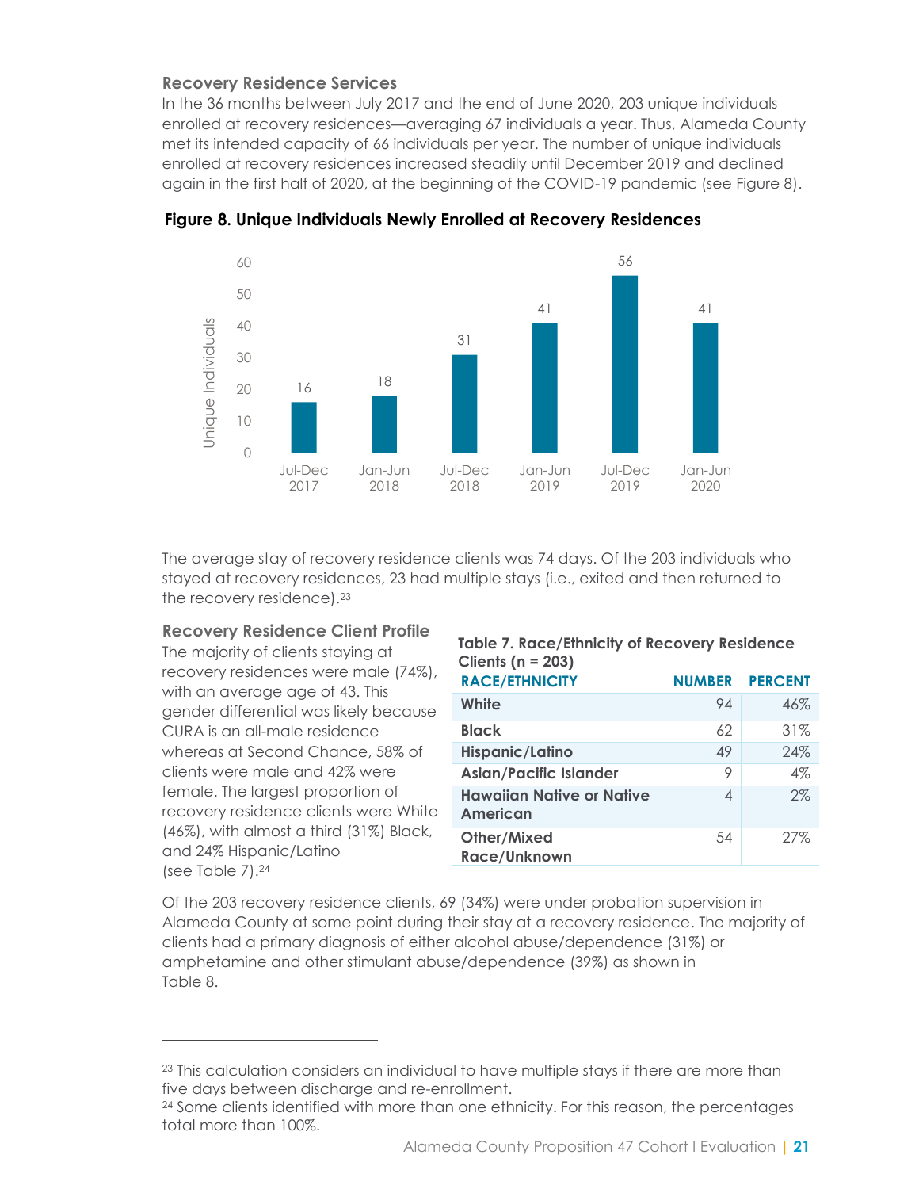### Recovery Residence Services

In the 36 months between July 2017 and the end of June 2020, 203 unique individuals enrolled at recovery residences—averaging 67 individuals a year. Thus, Alameda County met its intended capacity of 66 individuals per year. The number of unique individuals enrolled at recovery residences increased steadily until December 2019 and declined again in the first half of 2020, at the beginning of the COVID-19 pandemic (see Figure 8).

**Figure 8. Unique Individuals Newly Enrolled at Recovery Residences**

| Period | Unique Individuals |
|---|---|
| Jul-Dec 2017 | 16 |
| Jan-Jun 2018 | 18 |
| Jul-Dec 2018 | 31 |
| Jan-Jun 2019 | 41 |
| Jul-Dec 2019 | 56 |
| Jan-Jun 2020 | 41 |

The average stay of recovery residence clients was 74 days. Of the 203 individuals who stayed at recovery residences, 23 had multiple stays (i.e., exited and then returned to the recovery residence).[23]

### Recovery Residence Client Profile

The majority of clients staying at recovery residences were male (74%), with an average age of 43. This gender differential was likely because CURA is an all-male residence whereas at Second Chance, 58% of clients were male and 42% were female. The largest proportion of recovery residence clients were White (46%), with almost a third (31%) Black, and 24% Hispanic/Latino (see Table 7).[24]

**Table 7. Race/Ethnicity of Recovery Residence Clients (n = 203)**

| RACE/ETHNICITY | NUMBER | PERCENT |
|---|---|---|
| **White** | 94 | 46% |
| **Black** | 62 | 31% |
| **Hispanic/Latino** | 49 | 24% |
| **Asian/Pacific Islander** | 9 | 4% |
| **Hawaiian Native or Native American** | 4 | 2% |
| **Other/Mixed Race/Unknown** | 54 | 27% |

Of the 203 recovery residence clients, 69 (34%) were under probation supervision in Alameda County at some point during their stay at a recovery residence. The majority of clients had a primary diagnosis of either alcohol abuse/dependence (31%) or amphetamine and other stimulant abuse/dependence (39%) as shown in Table 8.

---

[23] This calculation considers an individual to have multiple stays if there are more than five days between discharge and re-enrollment.

[24] Some clients identified with more than one ethnicity. For this reason, the percentages total more than 100%.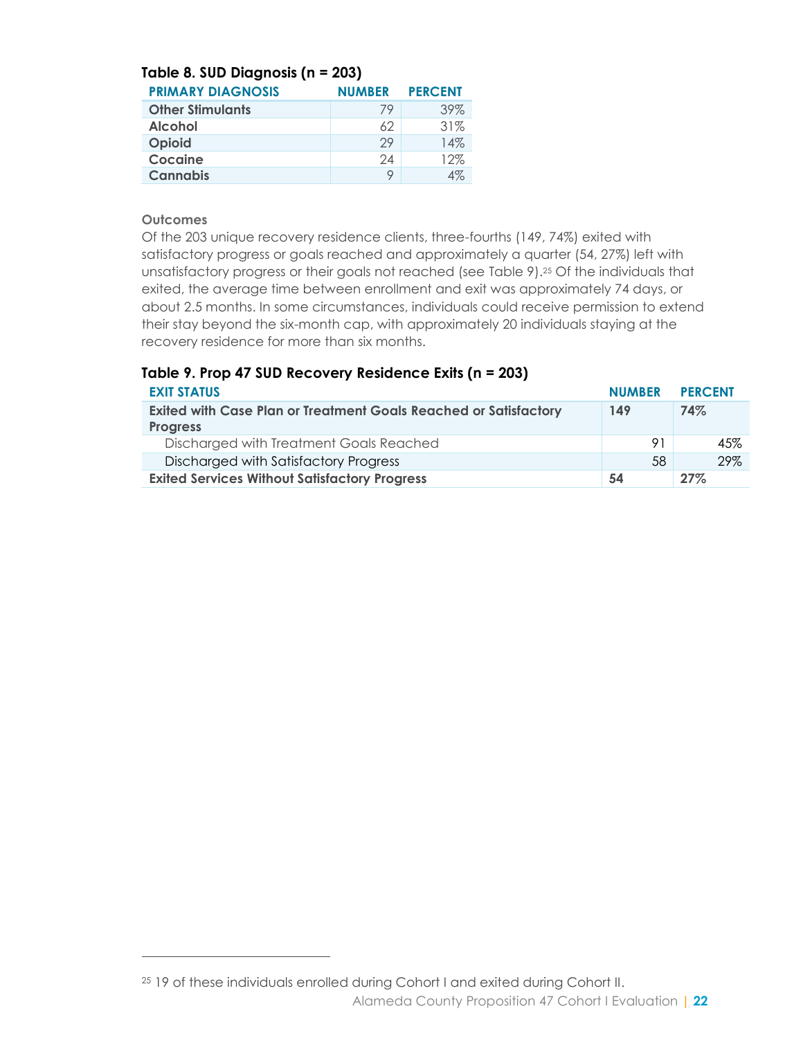**Table 8. SUD Diagnosis (n = 203)**

| PRIMARY DIAGNOSIS | NUMBER | PERCENT |
|---|---|---|
| Other Stimulants | 79 | 39% |
| Alcohol | 62 | 31% |
| Opioid | 29 | 14% |
| Cocaine | 24 | 12% |
| Cannabis | 9 | 4% |

### Outcomes

Of the 203 unique recovery residence clients, three-fourths (149, 74%) exited with satisfactory progress or goals reached and approximately a quarter (54, 27%) left with unsatisfactory progress or their goals not reached (see Table 9).[25] Of the individuals that exited, the average time between enrollment and exit was approximately 74 days, or about 2.5 months. In some circumstances, individuals could receive permission to extend their stay beyond the six-month cap, with approximately 20 individuals staying at the recovery residence for more than six months.

**Table 9. Prop 47 SUD Recovery Residence Exits (n = 203)**

| EXIT STATUS | NUMBER | PERCENT |
|---|---|---|
| **Exited with Case Plan or Treatment Goals Reached or Satisfactory Progress** | **149** | **74%** |
| Discharged with Treatment Goals Reached | 91 | 45% |
| Discharged with Satisfactory Progress | 58 | 29% |
| **Exited Services Without Satisfactory Progress** | **54** | **27%** |

[25] 19 of these individuals enrolled during Cohort I and exited during Cohort II.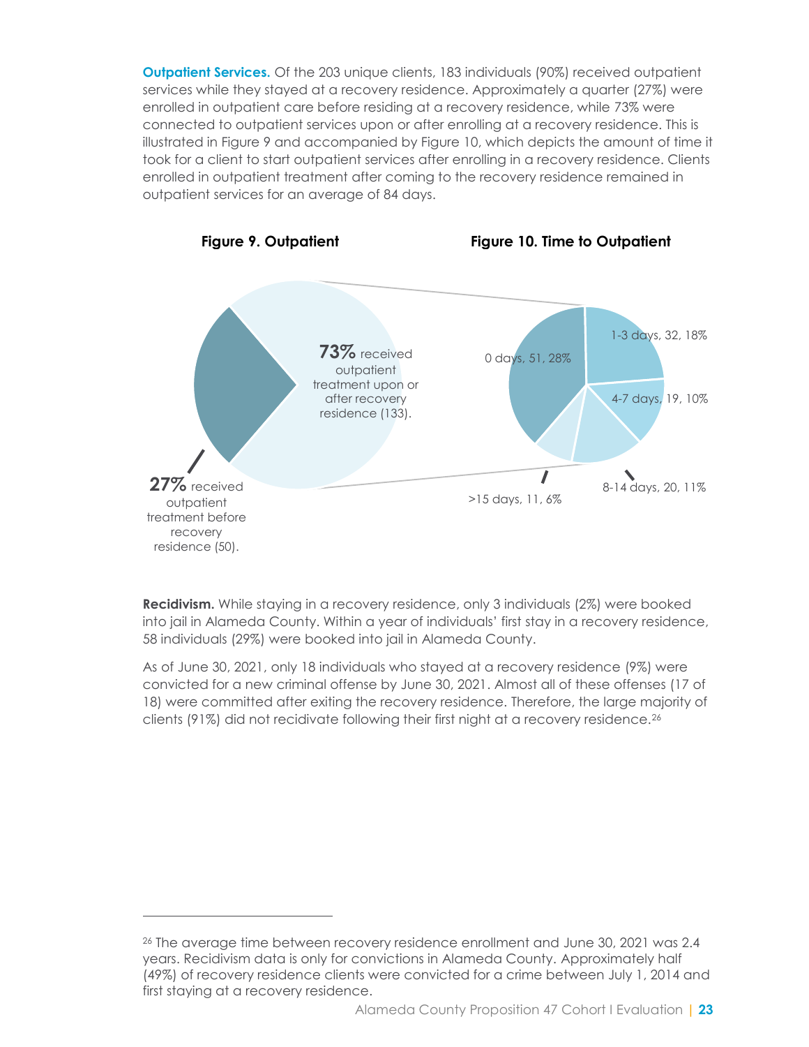**Outpatient Services.** Of the 203 unique clients, 183 individuals (90%) received outpatient services while they stayed at a recovery residence. Approximately a quarter (27%) were enrolled in outpatient care before residing at a recovery residence, while 73% were connected to outpatient services upon or after enrolling at a recovery residence. This is illustrated in Figure 9 and accompanied by Figure 10, which depicts the amount of time it took for a client to start outpatient services after enrolling in a recovery residence. Clients enrolled in outpatient treatment after coming to the recovery residence remained in outpatient services for an average of 84 days.

**Figure 9. Outpatient**

**73%** received outpatient treatment upon or after recovery residence (133).

**27%** received outpatient treatment before recovery residence (50).

**Figure 10. Time to Outpatient**

0 days, 51, 28%

1-3 days, 32, 18%

4-7 days, 19, 10%

8-14 days, 20, 11%

>15 days, 11, 6%

**Recidivism.** While staying in a recovery residence, only 3 individuals (2%) were booked into jail in Alameda County. Within a year of individuals' first stay in a recovery residence, 58 individuals (29%) were booked into jail in Alameda County.

As of June 30, 2021, only 18 individuals who stayed at a recovery residence (9%) were convicted for a new criminal offense by June 30, 2021. Almost all of these offenses (17 of 18) were committed after exiting the recovery residence. Therefore, the large majority of clients (91%) did not recidivate following their first night at a recovery residence.[26]

---

[26] The average time between recovery residence enrollment and June 30, 2021 was 2.4 years. Recidivism data is only for convictions in Alameda County. Approximately half (49%) of recovery residence clients were convicted for a crime between July 1, 2014 and first staying at a recovery residence.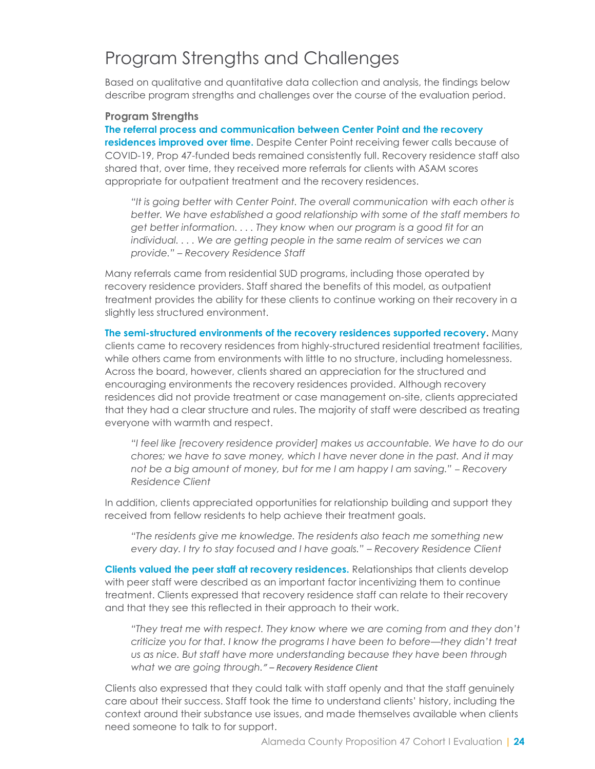# Program Strengths and Challenges

Based on qualitative and quantitative data collection and analysis, the findings below describe program strengths and challenges over the course of the evaluation period.

### Program Strengths

**The referral process and communication between Center Point and the recovery residences improved over time.** Despite Center Point receiving fewer calls because of COVID-19, Prop 47-funded beds remained consistently full. Recovery residence staff also shared that, over time, they received more referrals for clients with ASAM scores appropriate for outpatient treatment and the recovery residences.

> *"It is going better with Center Point. The overall communication with each other is better. We have established a good relationship with some of the staff members to get better information. . . . They know when our program is a good fit for an individual. . . . We are getting people in the same realm of services we can provide." – Recovery Residence Staff*

Many referrals came from residential SUD programs, including those operated by recovery residence providers. Staff shared the benefits of this model, as outpatient treatment provides the ability for these clients to continue working on their recovery in a slightly less structured environment.

**The semi-structured environments of the recovery residences supported recovery.** Many clients came to recovery residences from highly-structured residential treatment facilities, while others came from environments with little to no structure, including homelessness. Across the board, however, clients shared an appreciation for the structured and encouraging environments the recovery residences provided. Although recovery residences did not provide treatment or case management on-site, clients appreciated that they had a clear structure and rules. The majority of staff were described as treating everyone with warmth and respect.

> *"I feel like [recovery residence provider] makes us accountable. We have to do our chores; we have to save money, which I have never done in the past. And it may not be a big amount of money, but for me I am happy I am saving." – Recovery Residence Client*

In addition, clients appreciated opportunities for relationship building and support they received from fellow residents to help achieve their treatment goals.

> *"The residents give me knowledge. The residents also teach me something new every day. I try to stay focused and I have goals." – Recovery Residence Client*

**Clients valued the peer staff at recovery residences.** Relationships that clients develop with peer staff were described as an important factor incentivizing them to continue treatment. Clients expressed that recovery residence staff can relate to their recovery and that they see this reflected in their approach to their work.

> *"They treat me with respect. They know where we are coming from and they don't criticize you for that. I know the programs I have been to before—they didn't treat us as nice. But staff have more understanding because they have been through what we are going through." – Recovery Residence Client*

Clients also expressed that they could talk with staff openly and that the staff genuinely care about their success. Staff took the time to understand clients' history, including the context around their substance use issues, and made themselves available when clients need someone to talk to for support.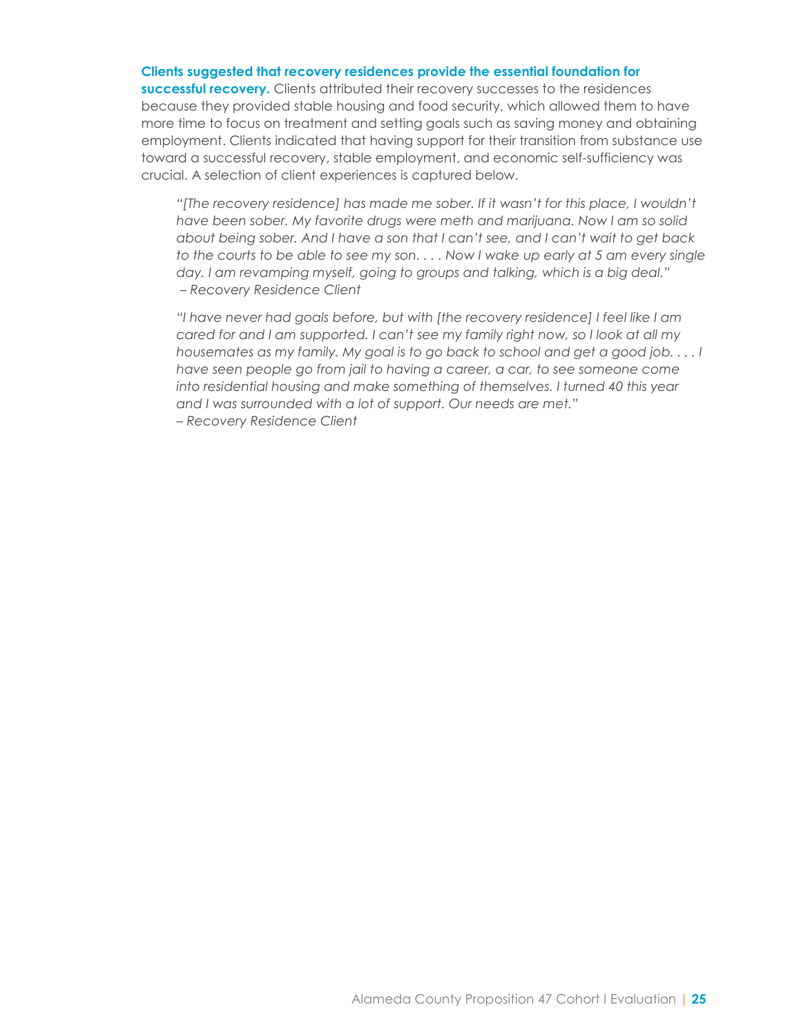**Clients suggested that recovery residences provide the essential foundation for successful recovery.** Clients attributed their recovery successes to the residences because they provided stable housing and food security, which allowed them to have more time to focus on treatment and setting goals such as saving money and obtaining employment. Clients indicated that having support for their transition from substance use toward a successful recovery, stable employment, and economic self-sufficiency was crucial. A selection of client experiences is captured below.

> *"[The recovery residence] has made me sober. If it wasn't for this place, I wouldn't have been sober. My favorite drugs were meth and marijuana. Now I am so solid about being sober. And I have a son that I can't see, and I can't wait to get back to the courts to be able to see my son. . . . Now I wake up early at 5 am every single day. I am revamping myself, going to groups and talking, which is a big deal."*
> *– Recovery Residence Client*

> *"I have never had goals before, but with [the recovery residence] I feel like I am cared for and I am supported. I can't see my family right now, so I look at all my housemates as my family. My goal is to go back to school and get a good job. . . . I have seen people go from jail to having a career, a car, to see someone come into residential housing and make something of themselves. I turned 40 this year and I was surrounded with a lot of support. Our needs are met."*
> *– Recovery Residence Client*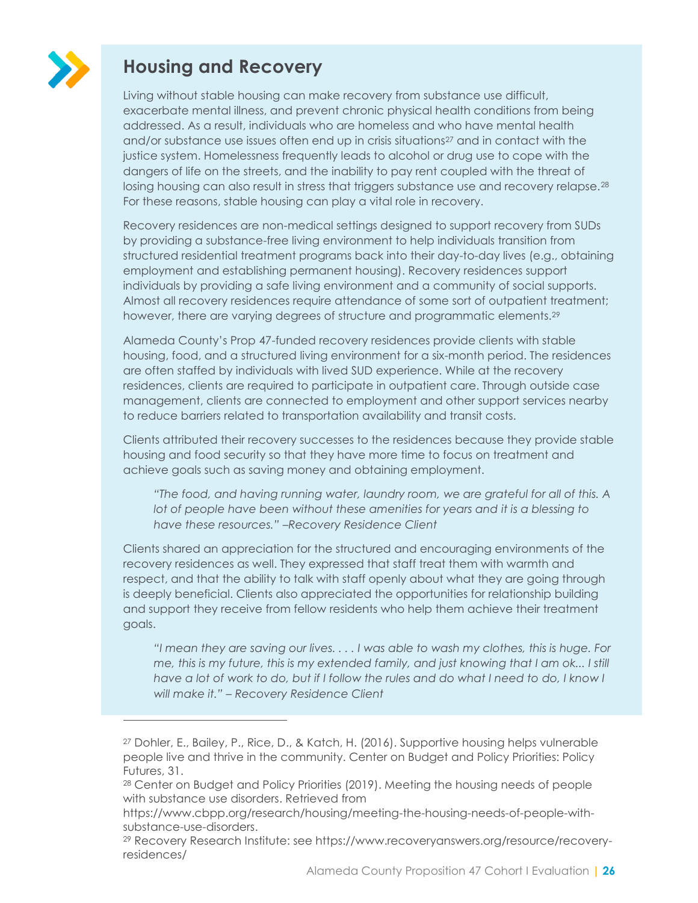## Housing and Recovery

Living without stable housing can make recovery from substance use difficult, exacerbate mental illness, and prevent chronic physical health conditions from being addressed. As a result, individuals who are homeless and who have mental health and/or substance use issues often end up in crisis situations[27] and in contact with the justice system. Homelessness frequently leads to alcohol or drug use to cope with the dangers of life on the streets, and the inability to pay rent coupled with the threat of losing housing can also result in stress that triggers substance use and recovery relapse.[28] For these reasons, stable housing can play a vital role in recovery.

Recovery residences are non-medical settings designed to support recovery from SUDs by providing a substance-free living environment to help individuals transition from structured residential treatment programs back into their day-to-day lives (e.g., obtaining employment and establishing permanent housing). Recovery residences support individuals by providing a safe living environment and a community of social supports. Almost all recovery residences require attendance of some sort of outpatient treatment; however, there are varying degrees of structure and programmatic elements.[29]

Alameda County's Prop 47-funded recovery residences provide clients with stable housing, food, and a structured living environment for a six-month period. The residences are often staffed by individuals with lived SUD experience. While at the recovery residences, clients are required to participate in outpatient care. Through outside case management, clients are connected to employment and other support services nearby to reduce barriers related to transportation availability and transit costs.

Clients attributed their recovery successes to the residences because they provide stable housing and food security so that they have more time to focus on treatment and achieve goals such as saving money and obtaining employment.

> *"The food, and having running water, laundry room, we are grateful for all of this. A lot of people have been without these amenities for years and it is a blessing to have these resources." –Recovery Residence Client*

Clients shared an appreciation for the structured and encouraging environments of the recovery residences as well. They expressed that staff treat them with warmth and respect, and that the ability to talk with staff openly about what they are going through is deeply beneficial. Clients also appreciated the opportunities for relationship building and support they receive from fellow residents who help them achieve their treatment goals.

> *"I mean they are saving our lives. . . . I was able to wash my clothes, this is huge. For me, this is my future, this is my extended family, and just knowing that I am ok... I still have a lot of work to do, but if I follow the rules and do what I need to do, I know I will make it." – Recovery Residence Client*

---

[27] Dohler, E., Bailey, P., Rice, D., & Katch, H. (2016). Supportive housing helps vulnerable people live and thrive in the community. Center on Budget and Policy Priorities: Policy Futures, 31.

[28] Center on Budget and Policy Priorities (2019). Meeting the housing needs of people with substance use disorders. Retrieved from https://www.cbpp.org/research/housing/meeting-the-housing-needs-of-people-with-substance-use-disorders.

[29] Recovery Research Institute: see https://www.recoveryanswers.org/resource/recovery-residences/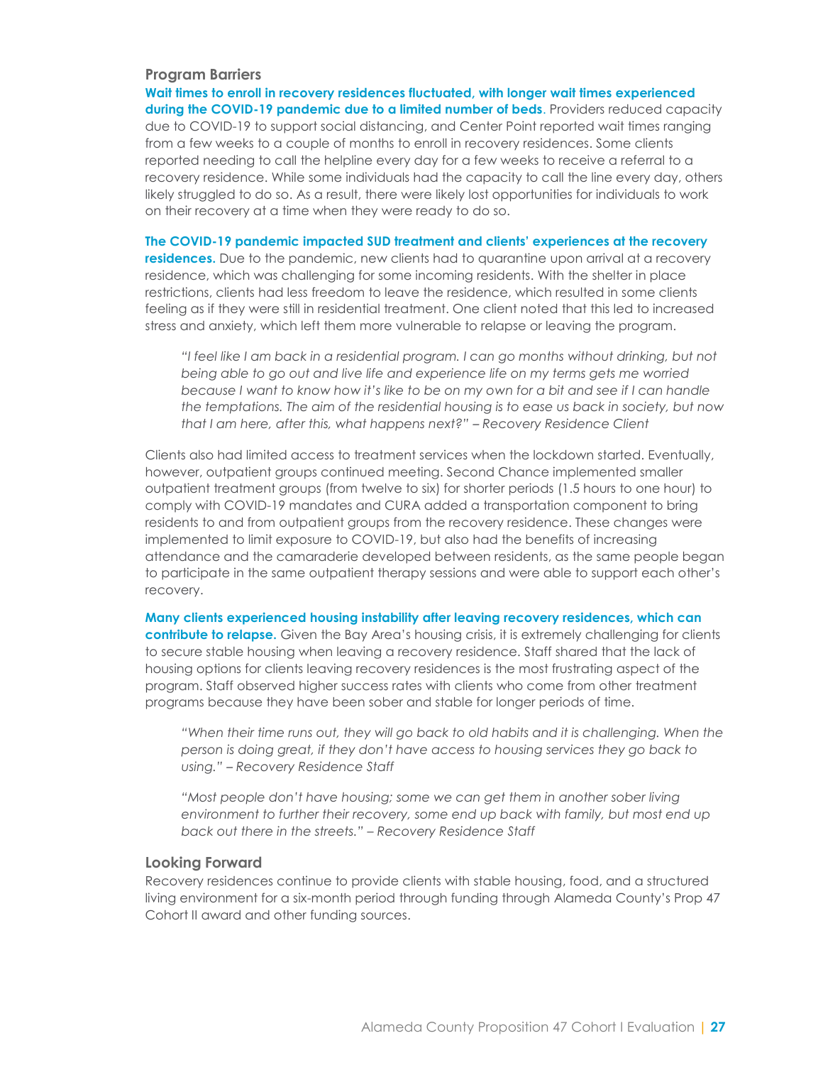### Program Barriers

**Wait times to enroll in recovery residences fluctuated, with longer wait times experienced during the COVID-19 pandemic due to a limited number of beds**. Providers reduced capacity due to COVID-19 to support social distancing, and Center Point reported wait times ranging from a few weeks to a couple of months to enroll in recovery residences. Some clients reported needing to call the helpline every day for a few weeks to receive a referral to a recovery residence. While some individuals had the capacity to call the line every day, others likely struggled to do so. As a result, there were likely lost opportunities for individuals to work on their recovery at a time when they were ready to do so.

**The COVID-19 pandemic impacted SUD treatment and clients' experiences at the recovery residences.** Due to the pandemic, new clients had to quarantine upon arrival at a recovery residence, which was challenging for some incoming residents. With the shelter in place restrictions, clients had less freedom to leave the residence, which resulted in some clients feeling as if they were still in residential treatment. One client noted that this led to increased stress and anxiety, which left them more vulnerable to relapse or leaving the program.

> *"I feel like I am back in a residential program. I can go months without drinking, but not being able to go out and live life and experience life on my terms gets me worried because I want to know how it's like to be on my own for a bit and see if I can handle the temptations. The aim of the residential housing is to ease us back in society, but now that I am here, after this, what happens next?" – Recovery Residence Client*

Clients also had limited access to treatment services when the lockdown started. Eventually, however, outpatient groups continued meeting. Second Chance implemented smaller outpatient treatment groups (from twelve to six) for shorter periods (1.5 hours to one hour) to comply with COVID-19 mandates and CURA added a transportation component to bring residents to and from outpatient groups from the recovery residence. These changes were implemented to limit exposure to COVID-19, but also had the benefits of increasing attendance and the camaraderie developed between residents, as the same people began to participate in the same outpatient therapy sessions and were able to support each other's recovery.

**Many clients experienced housing instability after leaving recovery residences, which can contribute to relapse.** Given the Bay Area's housing crisis, it is extremely challenging for clients to secure stable housing when leaving a recovery residence. Staff shared that the lack of housing options for clients leaving recovery residences is the most frustrating aspect of the program. Staff observed higher success rates with clients who come from other treatment programs because they have been sober and stable for longer periods of time.

> *"When their time runs out, they will go back to old habits and it is challenging. When the person is doing great, if they don't have access to housing services they go back to using." – Recovery Residence Staff*

> *"Most people don't have housing; some we can get them in another sober living environment to further their recovery, some end up back with family, but most end up back out there in the streets." – Recovery Residence Staff*

### Looking Forward

Recovery residences continue to provide clients with stable housing, food, and a structured living environment for a six-month period through funding through Alameda County's Prop 47 Cohort II award and other funding sources.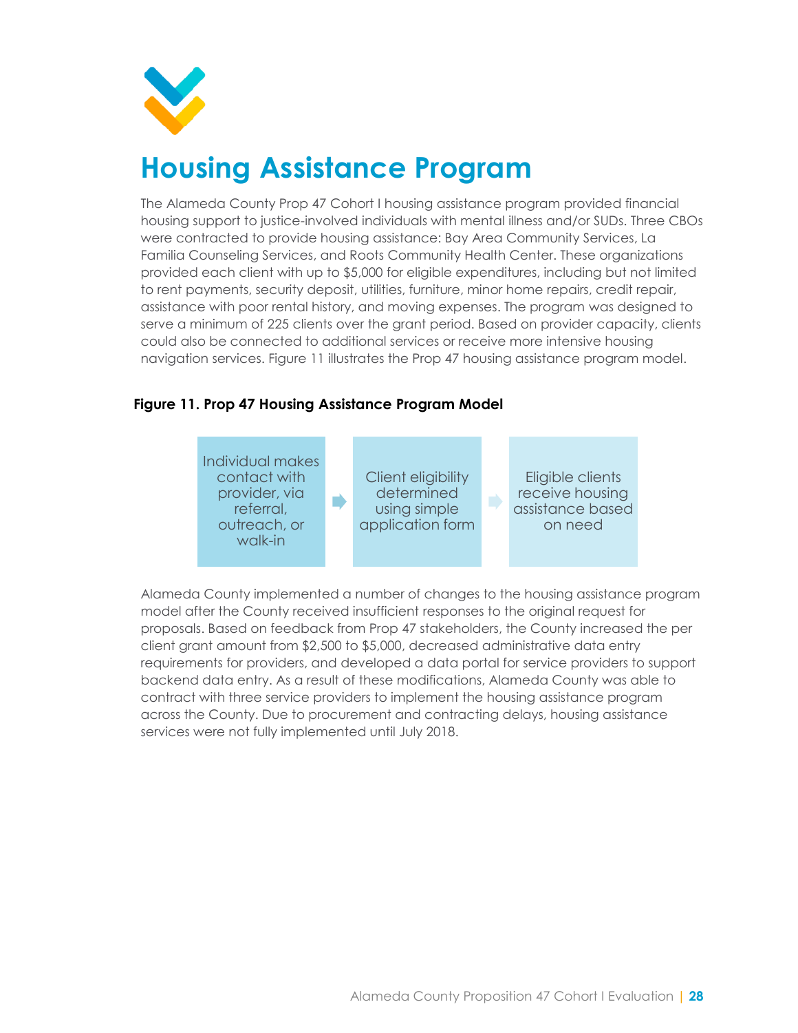# Housing Assistance Program

The Alameda County Prop 47 Cohort I housing assistance program provided financial housing support to justice-involved individuals with mental illness and/or SUDs. Three CBOs were contracted to provide housing assistance: Bay Area Community Services, La Familia Counseling Services, and Roots Community Health Center. These organizations provided each client with up to $5,000 for eligible expenditures, including but not limited to rent payments, security deposit, utilities, furniture, minor home repairs, credit repair, assistance with poor rental history, and moving expenses. The program was designed to serve a minimum of 225 clients over the grant period. Based on provider capacity, clients could also be connected to additional services or receive more intensive housing navigation services. Figure 11 illustrates the Prop 47 housing assistance program model.

**Figure 11. Prop 47 Housing Assistance Program Model**

Individual makes contact with provider, via referral, outreach, or walk-in → Client eligibility determined using simple application form → Eligible clients receive housing assistance based on need

Alameda County implemented a number of changes to the housing assistance program model after the County received insufficient responses to the original request for proposals. Based on feedback from Prop 47 stakeholders, the County increased the per client grant amount from $2,500 to $5,000, decreased administrative data entry requirements for providers, and developed a data portal for service providers to support backend data entry. As a result of these modifications, Alameda County was able to contract with three service providers to implement the housing assistance program across the County. Due to procurement and contracting delays, housing assistance services were not fully implemented until July 2018.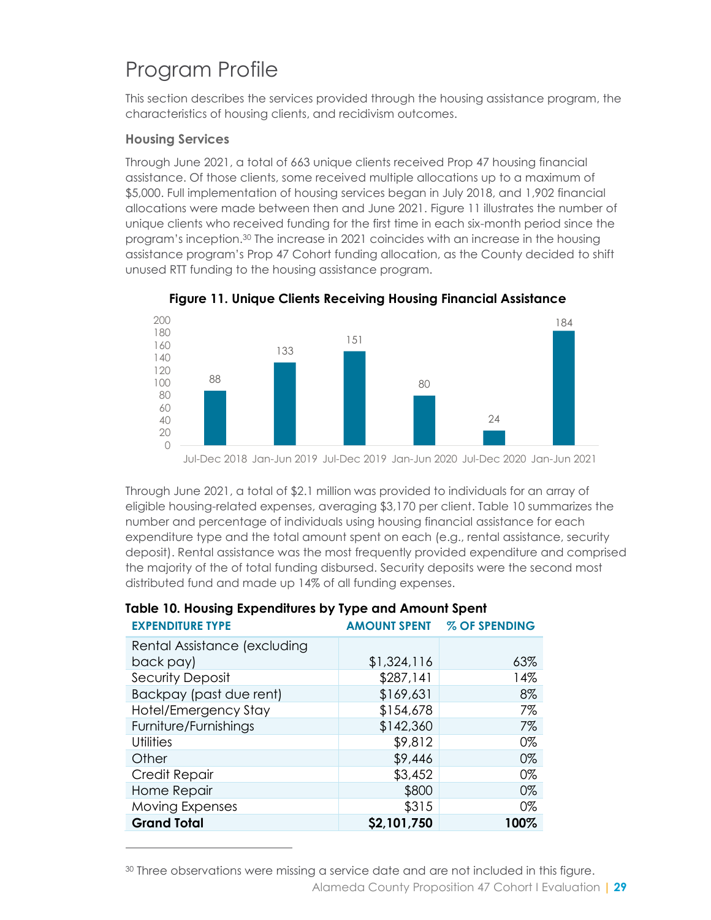# Program Profile

This section describes the services provided through the housing assistance program, the characteristics of housing clients, and recidivism outcomes.

### Housing Services

Through June 2021, a total of 663 unique clients received Prop 47 housing financial assistance. Of those clients, some received multiple allocations up to a maximum of $5,000. Full implementation of housing services began in July 2018, and 1,902 financial allocations were made between then and June 2021. Figure 11 illustrates the number of unique clients who received funding for the first time in each six-month period since the program's inception.[30] The increase in 2021 coincides with an increase in the housing assistance program's Prop 47 Cohort funding allocation, as the County decided to shift unused RTT funding to the housing assistance program.

**Figure 11. Unique Clients Receiving Housing Financial Assistance**

| Period | Unique Clients |
|---|---|
| Jul-Dec 2018 | 88 |
| Jan-Jun 2019 | 133 |
| Jul-Dec 2019 | 151 |
| Jan-Jun 2020 | 80 |
| Jul-Dec 2020 | 24 |
| Jan-Jun 2021 | 184 |

Through June 2021, a total of $2.1 million was provided to individuals for an array of eligible housing-related expenses, averaging $3,170 per client. Table 10 summarizes the number and percentage of individuals using housing financial assistance for each expenditure type and the total amount spent on each (e.g., rental assistance, security deposit). Rental assistance was the most frequently provided expenditure and comprised the majority of the of total funding disbursed. Security deposits were the second most distributed fund and made up 14% of all funding expenses.

**Table 10. Housing Expenditures by Type and Amount Spent**

| EXPENDITURE TYPE | AMOUNT SPENT | % OF SPENDING |
|---|---|---|
| Rental Assistance (excluding back pay) | $1,324,116 | 63% |
| Security Deposit | $287,141 | 14% |
| Backpay (past due rent) | $169,631 | 8% |
| Hotel/Emergency Stay | $154,678 | 7% |
| Furniture/Furnishings | $142,360 | 7% |
| Utilities | $9,812 | 0% |
| Other | $9,446 | 0% |
| Credit Repair | $3,452 | 0% |
| Home Repair | $800 | 0% |
| Moving Expenses | $315 | 0% |
| **Grand Total** | **$2,101,750** | **100%** |

[30] Three observations were missing a service date and are not included in this figure.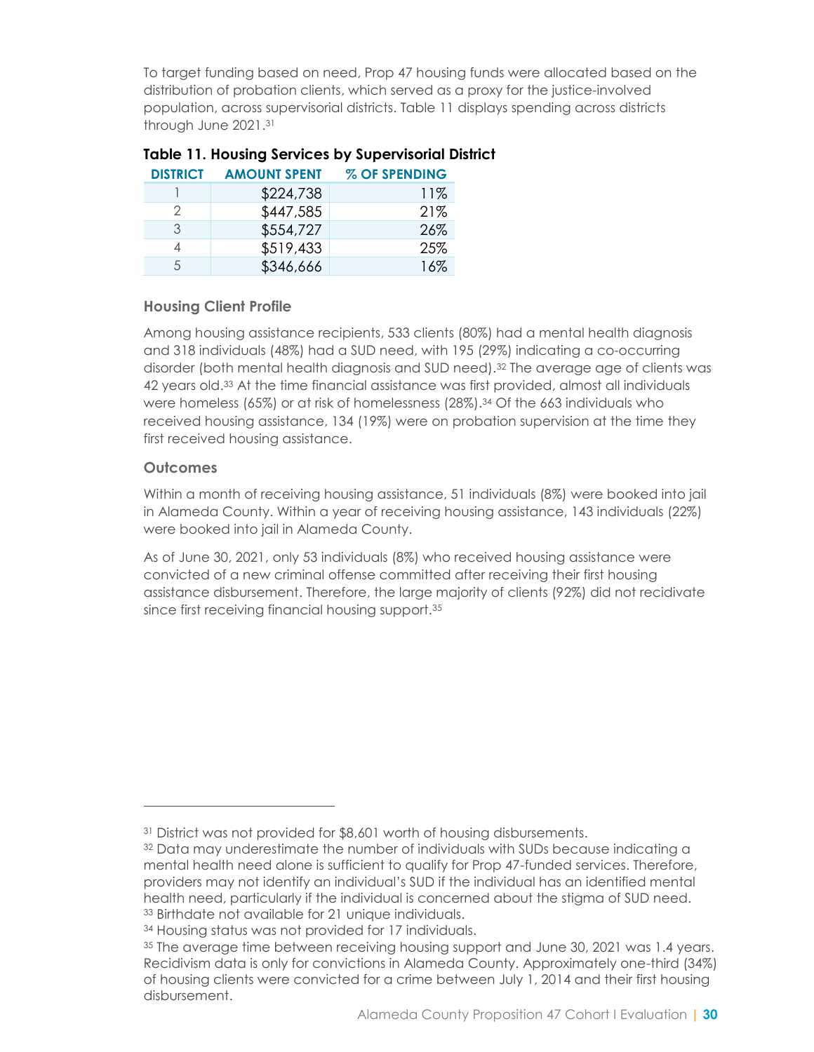To target funding based on need, Prop 47 housing funds were allocated based on the distribution of probation clients, which served as a proxy for the justice-involved population, across supervisorial districts. Table 11 displays spending across districts through June 2021.[31]

**Table 11. Housing Services by Supervisorial District**

| DISTRICT | AMOUNT SPENT | % OF SPENDING |
|---|---|---|
| 1 | $224,738 | 11% |
| 2 | $447,585 | 21% |
| 3 | $554,727 | 26% |
| 4 | $519,433 | 25% |
| 5 | $346,666 | 16% |

### Housing Client Profile

Among housing assistance recipients, 533 clients (80%) had a mental health diagnosis and 318 individuals (48%) had a SUD need, with 195 (29%) indicating a co-occurring disorder (both mental health diagnosis and SUD need).[32] The average age of clients was 42 years old.[33] At the time financial assistance was first provided, almost all individuals were homeless (65%) or at risk of homelessness (28%).[34] Of the 663 individuals who received housing assistance, 134 (19%) were on probation supervision at the time they first received housing assistance.

### Outcomes

Within a month of receiving housing assistance, 51 individuals (8%) were booked into jail in Alameda County. Within a year of receiving housing assistance, 143 individuals (22%) were booked into jail in Alameda County.

As of June 30, 2021, only 53 individuals (8%) who received housing assistance were convicted of a new criminal offense committed after receiving their first housing assistance disbursement. Therefore, the large majority of clients (92%) did not recidivate since first receiving financial housing support.[35]

---

[31] District was not provided for $8,601 worth of housing disbursements.
[32] Data may underestimate the number of individuals with SUDs because indicating a mental health need alone is sufficient to qualify for Prop 47-funded services. Therefore, providers may not identify an individual's SUD if the individual has an identified mental health need, particularly if the individual is concerned about the stigma of SUD need.
[33] Birthdate not available for 21 unique individuals.
[34] Housing status was not provided for 17 individuals.
[35] The average time between receiving housing support and June 30, 2021 was 1.4 years. Recidivism data is only for convictions in Alameda County. Approximately one-third (34%) of housing clients were convicted for a crime between July 1, 2014 and their first housing disbursement.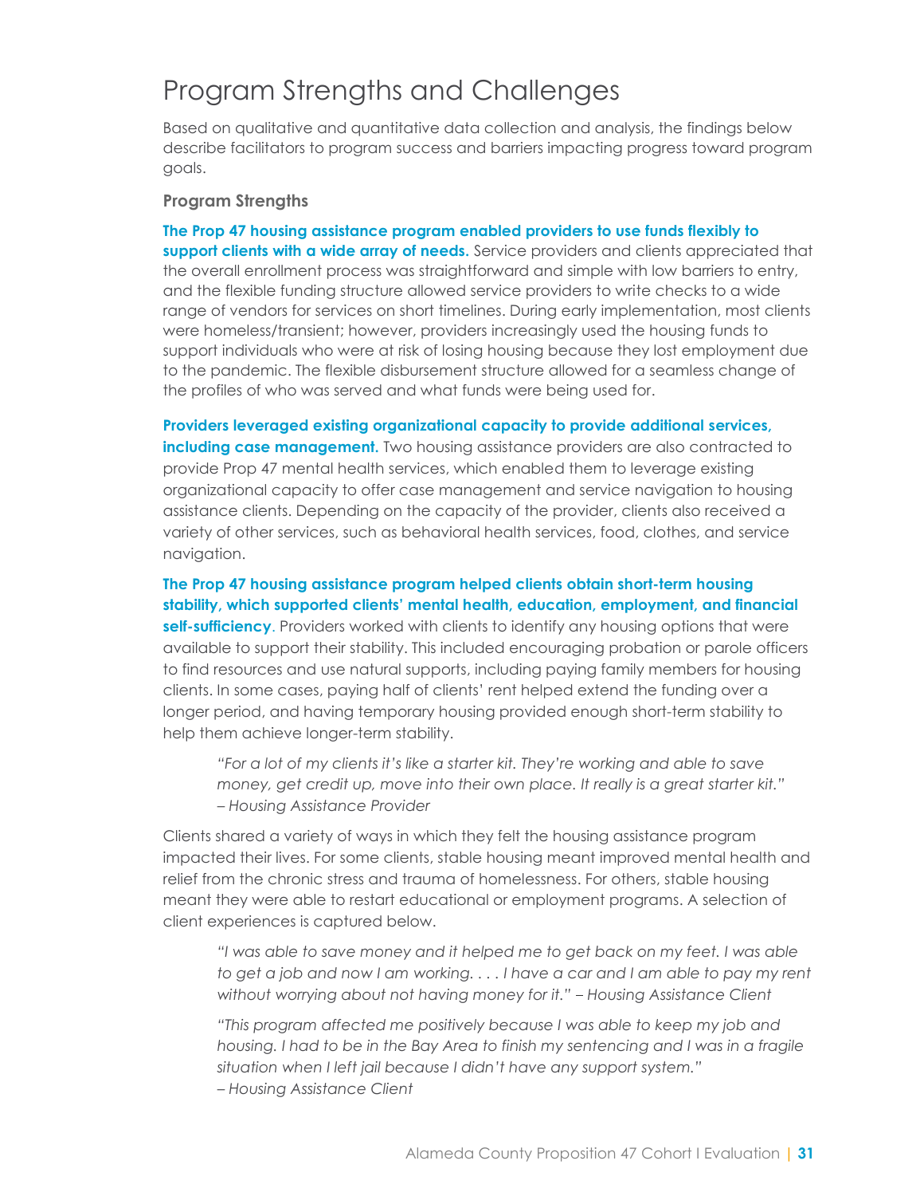# Program Strengths and Challenges

Based on qualitative and quantitative data collection and analysis, the findings below describe facilitators to program success and barriers impacting progress toward program goals.

### Program Strengths

**The Prop 47 housing assistance program enabled providers to use funds flexibly to support clients with a wide array of needs.** Service providers and clients appreciated that the overall enrollment process was straightforward and simple with low barriers to entry, and the flexible funding structure allowed service providers to write checks to a wide range of vendors for services on short timelines. During early implementation, most clients were homeless/transient; however, providers increasingly used the housing funds to support individuals who were at risk of losing housing because they lost employment due to the pandemic. The flexible disbursement structure allowed for a seamless change of the profiles of who was served and what funds were being used for.

**Providers leveraged existing organizational capacity to provide additional services, including case management.** Two housing assistance providers are also contracted to provide Prop 47 mental health services, which enabled them to leverage existing organizational capacity to offer case management and service navigation to housing assistance clients. Depending on the capacity of the provider, clients also received a variety of other services, such as behavioral health services, food, clothes, and service navigation.

**The Prop 47 housing assistance program helped clients obtain short-term housing stability, which supported clients' mental health, education, employment, and financial self-sufficiency**. Providers worked with clients to identify any housing options that were available to support their stability. This included encouraging probation or parole officers to find resources and use natural supports, including paying family members for housing clients. In some cases, paying half of clients' rent helped extend the funding over a longer period, and having temporary housing provided enough short-term stability to help them achieve longer-term stability.

> *"For a lot of my clients it's like a starter kit. They're working and able to save money, get credit up, move into their own place. It really is a great starter kit." – Housing Assistance Provider*

Clients shared a variety of ways in which they felt the housing assistance program impacted their lives. For some clients, stable housing meant improved mental health and relief from the chronic stress and trauma of homelessness. For others, stable housing meant they were able to restart educational or employment programs. A selection of client experiences is captured below.

> *"I was able to save money and it helped me to get back on my feet. I was able to get a job and now I am working. . . . I have a car and I am able to pay my rent without worrying about not having money for it." – Housing Assistance Client*

> *"This program affected me positively because I was able to keep my job and housing. I had to be in the Bay Area to finish my sentencing and I was in a fragile situation when I left jail because I didn't have any support system." – Housing Assistance Client*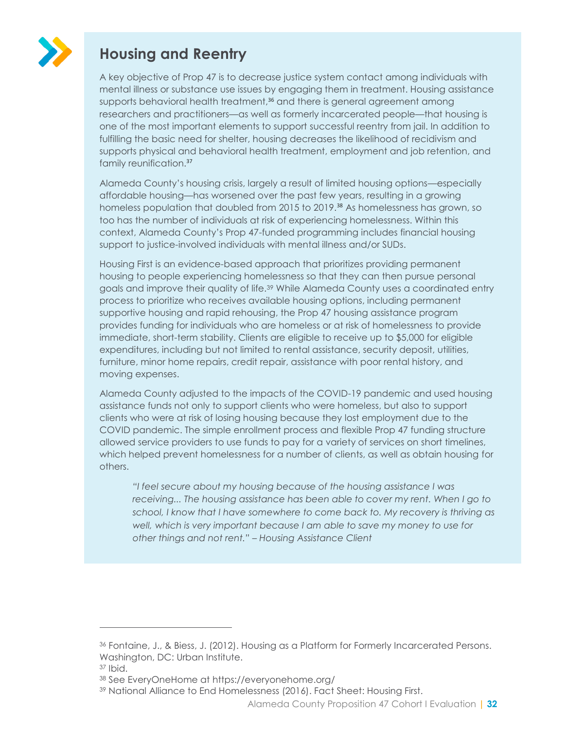## Housing and Reentry

A key objective of Prop 47 is to decrease justice system contact among individuals with mental illness or substance use issues by engaging them in treatment. Housing assistance supports behavioral health treatment,[36] and there is general agreement among researchers and practitioners—as well as formerly incarcerated people—that housing is one of the most important elements to support successful reentry from jail. In addition to fulfilling the basic need for shelter, housing decreases the likelihood of recidivism and supports physical and behavioral health treatment, employment and job retention, and family reunification.[37]

Alameda County's housing crisis, largely a result of limited housing options—especially affordable housing—has worsened over the past few years, resulting in a growing homeless population that doubled from 2015 to 2019.[38] As homelessness has grown, so too has the number of individuals at risk of experiencing homelessness. Within this context, Alameda County's Prop 47-funded programming includes financial housing support to justice-involved individuals with mental illness and/or SUDs.

Housing First is an evidence-based approach that prioritizes providing permanent housing to people experiencing homelessness so that they can then pursue personal goals and improve their quality of life.[39] While Alameda County uses a coordinated entry process to prioritize who receives available housing options, including permanent supportive housing and rapid rehousing, the Prop 47 housing assistance program provides funding for individuals who are homeless or at risk of homelessness to provide immediate, short-term stability. Clients are eligible to receive up to $5,000 for eligible expenditures, including but not limited to rental assistance, security deposit, utilities, furniture, minor home repairs, credit repair, assistance with poor rental history, and moving expenses.

Alameda County adjusted to the impacts of the COVID-19 pandemic and used housing assistance funds not only to support clients who were homeless, but also to support clients who were at risk of losing housing because they lost employment due to the COVID pandemic. The simple enrollment process and flexible Prop 47 funding structure allowed service providers to use funds to pay for a variety of services on short timelines, which helped prevent homelessness for a number of clients, as well as obtain housing for others.

> *"I feel secure about my housing because of the housing assistance I was receiving... The housing assistance has been able to cover my rent. When I go to school, I know that I have somewhere to come back to. My recovery is thriving as well, which is very important because I am able to save my money to use for other things and not rent." – Housing Assistance Client*

---

[36] Fontaine, J., & Biess, J. (2012). Housing as a Platform for Formerly Incarcerated Persons. Washington, DC: Urban Institute.

[37] Ibid.

[38] See EveryOneHome at https://everyonehome.org/

[39] National Alliance to End Homelessness (2016). Fact Sheet: Housing First.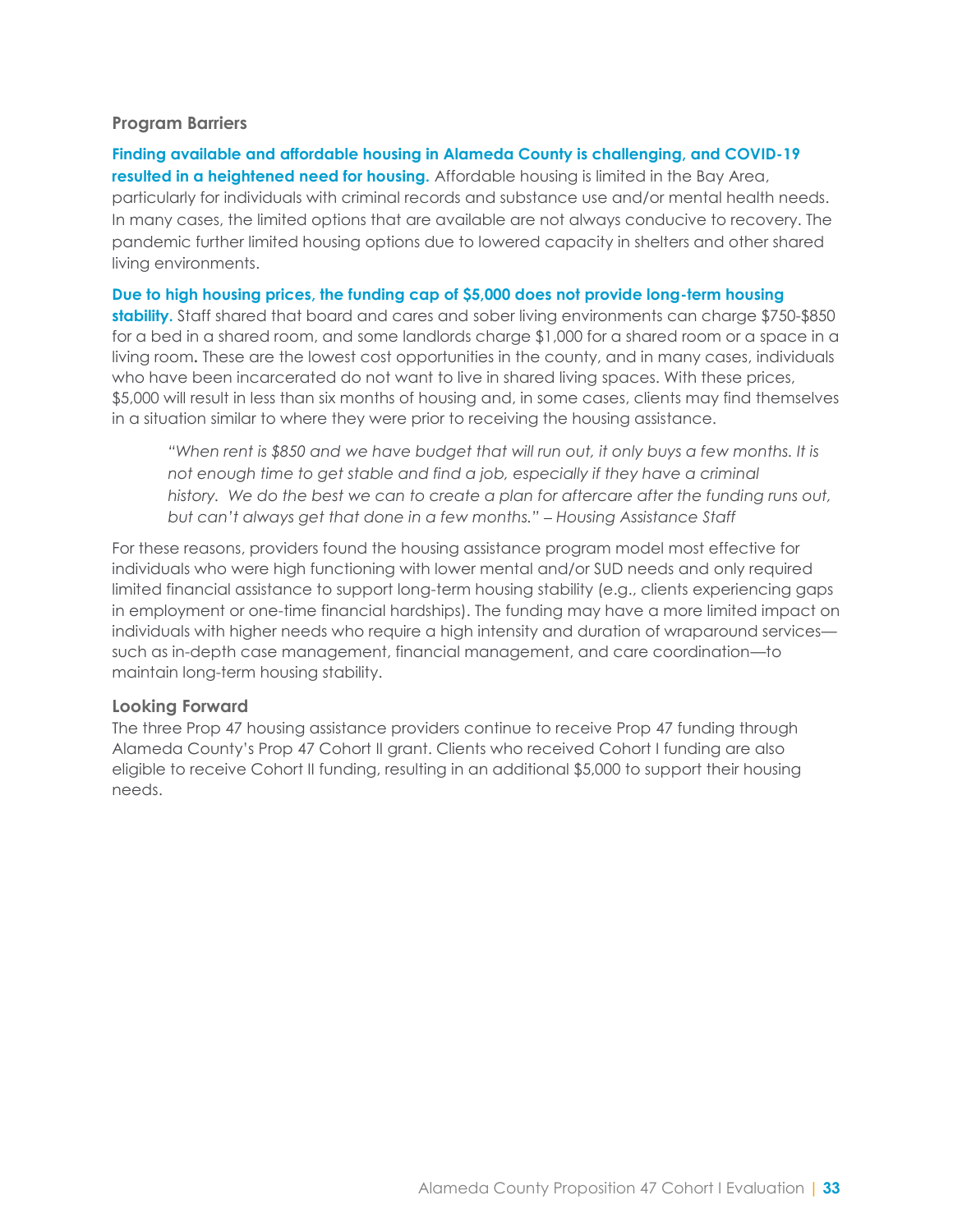### Program Barriers

**Finding available and affordable housing in Alameda County is challenging, and COVID-19 resulted in a heightened need for housing.** Affordable housing is limited in the Bay Area, particularly for individuals with criminal records and substance use and/or mental health needs. In many cases, the limited options that are available are not always conducive to recovery. The pandemic further limited housing options due to lowered capacity in shelters and other shared living environments.

**Due to high housing prices, the funding cap of $5,000 does not provide long-term housing stability.** Staff shared that board and cares and sober living environments can charge $750-$850 for a bed in a shared room, and some landlords charge $1,000 for a shared room or a space in a living room**.** These are the lowest cost opportunities in the county, and in many cases, individuals who have been incarcerated do not want to live in shared living spaces. With these prices, $5,000 will result in less than six months of housing and, in some cases, clients may find themselves in a situation similar to where they were prior to receiving the housing assistance.

> *"When rent is $850 and we have budget that will run out, it only buys a few months. It is not enough time to get stable and find a job, especially if they have a criminal history. We do the best we can to create a plan for aftercare after the funding runs out, but can't always get that done in a few months." – Housing Assistance Staff*

For these reasons, providers found the housing assistance program model most effective for individuals who were high functioning with lower mental and/or SUD needs and only required limited financial assistance to support long-term housing stability (e.g., clients experiencing gaps in employment or one-time financial hardships). The funding may have a more limited impact on individuals with higher needs who require a high intensity and duration of wraparound services—such as in-depth case management, financial management, and care coordination—to maintain long-term housing stability.

### Looking Forward

The three Prop 47 housing assistance providers continue to receive Prop 47 funding through Alameda County's Prop 47 Cohort II grant. Clients who received Cohort I funding are also eligible to receive Cohort II funding, resulting in an additional $5,000 to support their housing needs.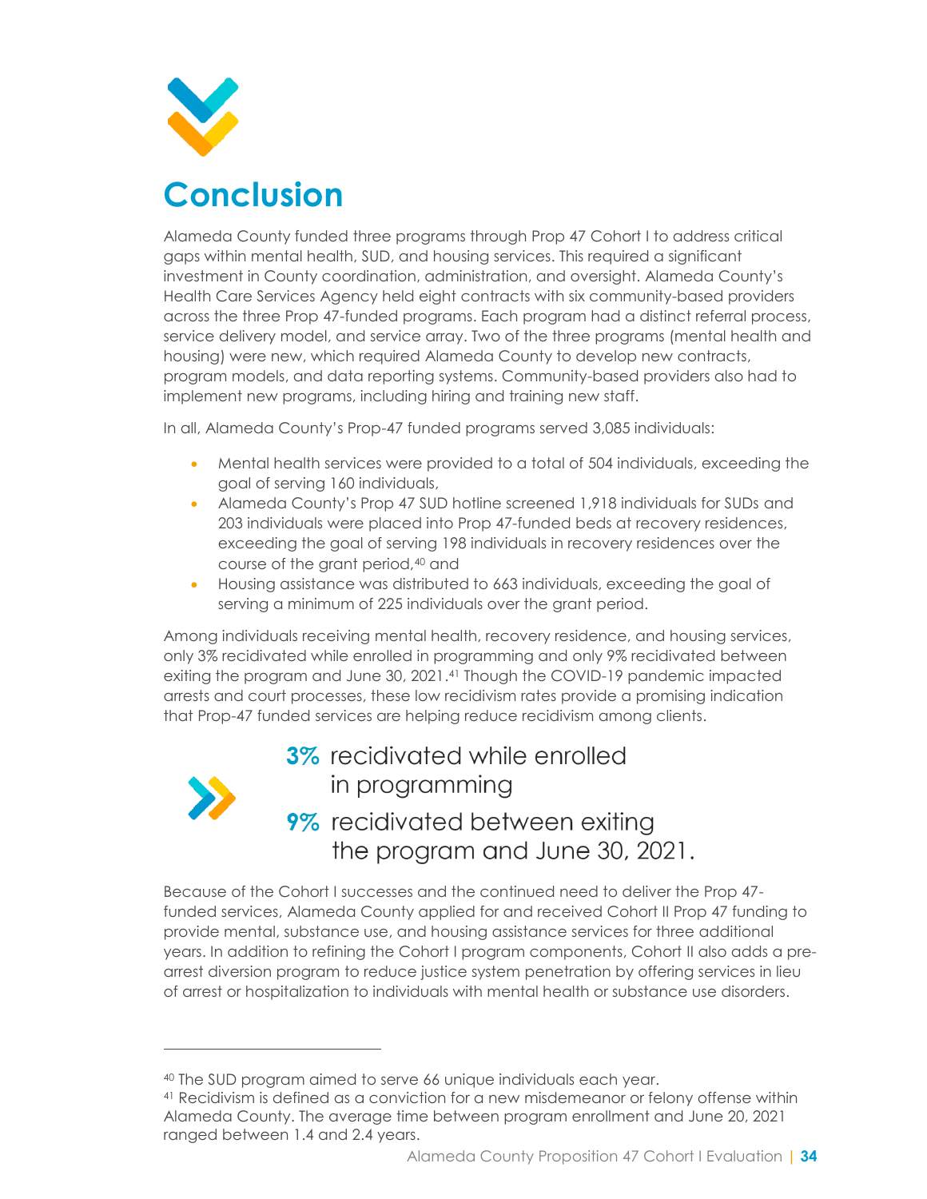# Conclusion

Alameda County funded three programs through Prop 47 Cohort I to address critical gaps within mental health, SUD, and housing services. This required a significant investment in County coordination, administration, and oversight. Alameda County's Health Care Services Agency held eight contracts with six community-based providers across the three Prop 47-funded programs. Each program had a distinct referral process, service delivery model, and service array. Two of the three programs (mental health and housing) were new, which required Alameda County to develop new contracts, program models, and data reporting systems. Community-based providers also had to implement new programs, including hiring and training new staff.

In all, Alameda County's Prop-47 funded programs served 3,085 individuals:

- Mental health services were provided to a total of 504 individuals, exceeding the goal of serving 160 individuals,
- Alameda County's Prop 47 SUD hotline screened 1,918 individuals for SUDs and 203 individuals were placed into Prop 47-funded beds at recovery residences, exceeding the goal of serving 198 individuals in recovery residences over the course of the grant period,[40] and
- Housing assistance was distributed to 663 individuals, exceeding the goal of serving a minimum of 225 individuals over the grant period.

Among individuals receiving mental health, recovery residence, and housing services, only 3% recidivated while enrolled in programming and only 9% recidivated between exiting the program and June 30, 2021.[41] Though the COVID-19 pandemic impacted arrests and court processes, these low recidivism rates provide a promising indication that Prop-47 funded services are helping reduce recidivism among clients.

**3%** recidivated while enrolled in programming

**9%** recidivated between exiting the program and June 30, 2021.

Because of the Cohort I successes and the continued need to deliver the Prop 47-funded services, Alameda County applied for and received Cohort II Prop 47 funding to provide mental, substance use, and housing assistance services for three additional years. In addition to refining the Cohort I program components, Cohort II also adds a pre-arrest diversion program to reduce justice system penetration by offering services in lieu of arrest or hospitalization to individuals with mental health or substance use disorders.

---

[40] The SUD program aimed to serve 66 unique individuals each year.

[41] Recidivism is defined as a conviction for a new misdemeanor or felony offense within Alameda County. The average time between program enrollment and June 20, 2021 ranged between 1.4 and 2.4 years.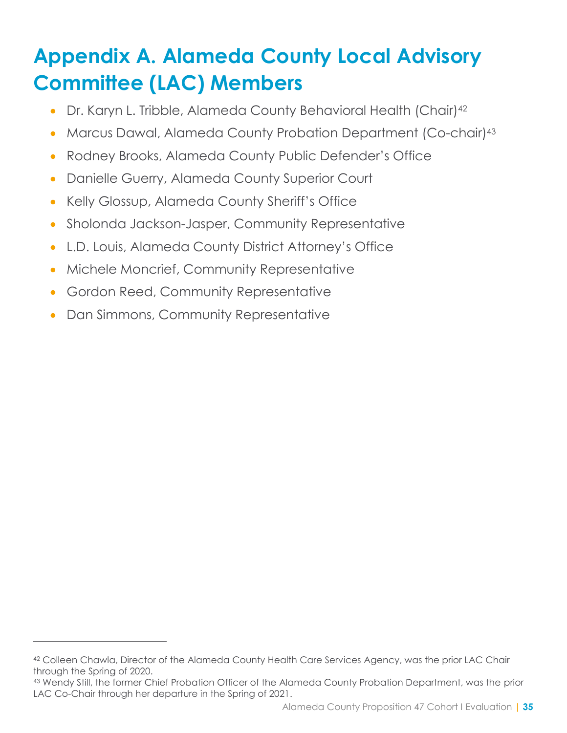# Appendix A. Alameda County Local Advisory Committee (LAC) Members

- Dr. Karyn L. Tribble, Alameda County Behavioral Health (Chair)[42]
- Marcus Dawal, Alameda County Probation Department (Co-chair)[43]
- Rodney Brooks, Alameda County Public Defender's Office
- Danielle Guerry, Alameda County Superior Court
- Kelly Glossup, Alameda County Sheriff's Office
- Sholonda Jackson-Jasper, Community Representative
- L.D. Louis, Alameda County District Attorney's Office
- Michele Moncrief, Community Representative
- Gordon Reed, Community Representative
- Dan Simmons, Community Representative

---

[42] Colleen Chawla, Director of the Alameda County Health Care Services Agency, was the prior LAC Chair through the Spring of 2020.

[43] Wendy Still, the former Chief Probation Officer of the Alameda County Probation Department, was the prior LAC Co-Chair through her departure in the Spring of 2021.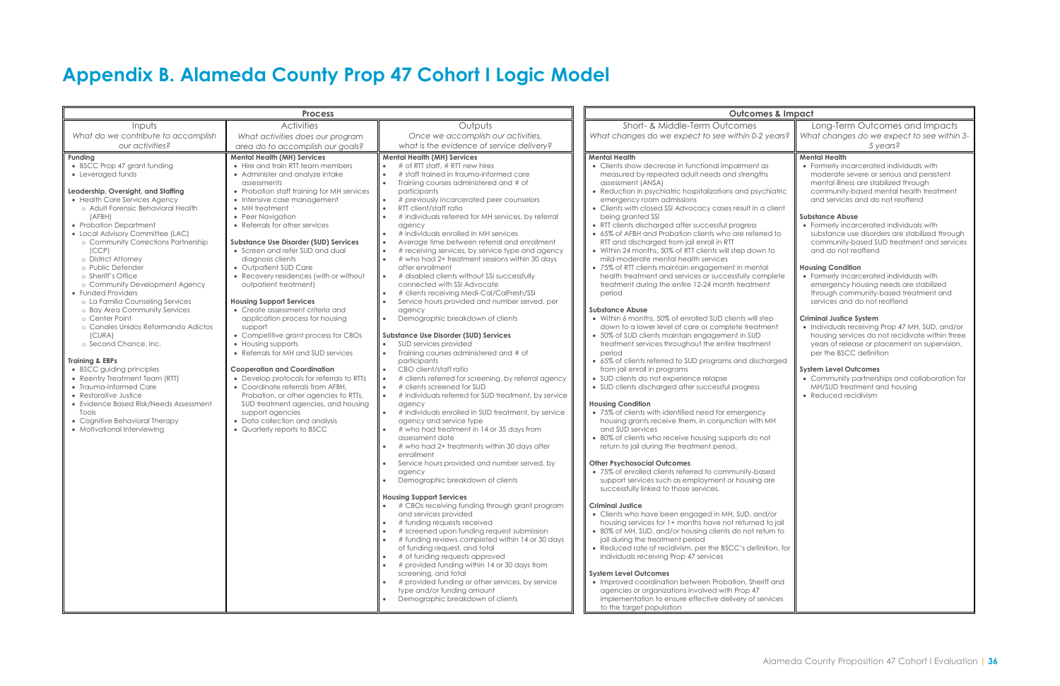# Appendix B. Alameda County Prop 47 Cohort I Logic Model

| Process | | | Outcomes & Impact | |
|---|---|---|---|---|
| Inputs<br>*What do we contribute to accomplish our activities?* | Activities<br>*What activities does our program area do to accomplish our goals?* | Outputs<br>*Once we accomplish our activities, what is the evidence of service delivery?* | Short- & Middle-Term Outcomes<br>*What changes do we expect to see within 0-2 years?* | Long-Term Outcomes and Impacts<br>*What changes do we expect to see within 3-5 years?* |
| **Funding**<br>• BSCC Prop 47 grant funding<br>• Leveraged funds<br><br>**Leadership, Oversight, and Staffing**<br>• Health Care Services Agency<br>  ○ Adult Forensic Behavioral Health (AFBH)<br>• Probation Department<br>• Local Advisory Committee (LAC)<br>  ○ Community Corrections Partnership (CCP)<br>  ○ District Attorney<br>  ○ Public Defender<br>  ○ Sheriff's Office<br>  ○ Community Development Agency<br>• Funded Providers<br>  ○ La Familia Counseling Services<br>  ○ Bay Area Community Services<br>  ○ Center Point<br>  ○ Canales Unidos Reformando Adictos (CURA)<br>  ○ Second Chance, Inc.<br><br>**Training & EBPs**<br>• BSCC guiding principles<br>• Reentry Treatment Team (RTT)<br>• Trauma-Informed Care<br>• Restorative Justice<br>• Evidence Based Risk/Needs Assessment Tools<br>• Cognitive Behavioral Therapy<br>• Motivational Interviewing | **Mental Health (MH) Services**<br>• Hire and train RTT team members<br>• Administer and analyze intake assessments<br>• Probation staff training for MH services<br>• Intensive case management<br>• Peer Navigation<br>• MH treatment<br>• Referrals for other services<br><br>**Substance Use Disorder (SUD) Services**<br>• Screen and refer SUD and dual diagnosis clients<br>• Outpatient SUD Care<br>• Recovery residences (with or without outpatient treatment)<br><br>**Housing Support Services**<br>• Create assessment criteria and application process for housing support<br>• Competitive grant process for CBOs<br>• Housing supports<br>• Referrals for MH and SUD services<br><br>**Cooperation and Coordination**<br>• Develop protocols for referrals to RTTs<br>• Coordinate referrals from AFBH, Probation, or other agencies to RTTs, SUD treatment agencies, and housing support agencies<br>• Data collection and analysis<br>• Quarterly reports to BSCC | **Mental Health (MH) Services**<br>• # of RTT staff, # RTT new hires<br>• # staff trained in trauma-informed care<br>• Training courses administered and # of participants<br>• # previously incarcerated peer counselors<br>• RTT client/staff ratio<br>• # individuals referred for MH services, by referral agency<br>• # individuals enrolled in MH services<br>• Average time between referral and enrollment<br>• # receiving services, by service type and agency<br>• # who had 2+ treatment sessions within 30 days after enrollment<br>• # disabled clients without SSI successfully connected with SSI Advocate<br>• # clients receiving Medi-Cal/CalFresh/SSI<br>• Service hours provided and number served, per agency<br>• Demographic breakdown of clients<br><br>**Substance Use Disorder (SUD) Services**<br>• SUD services provided<br>• Training courses administered and # of participants<br>• CBO client/staff ratio<br>• # clients referred for screening, by referral agency<br>• # clients screened for SUD<br>• # individuals referred for SUD treatment, by service agency<br>• # individuals enrolled in SUD treatment, by service agency and service type<br>• # who had treatment in 14 or 35 days from assessment date<br>• # who had 2+ treatments within 30 days after enrollment<br>• Service hours provided and number served, by agency<br>• Demographic breakdown of clients<br><br>**Housing Support Services**<br>• # CBOs receiving funding through grant program and services provided<br>• # funding requests received<br>• # screened upon funding request submission<br>• # funding reviews completed within 14 or 30 days of funding request, and total<br>• # of funding requests approved<br>• # provided funding within 14 or 30 days from screening, and total<br>• # provided funding or other services, by service type and/or funding amount<br>• Demographic breakdown of clients | **Mental Health**<br>• Clients show decrease in functional impairment as measured by repeated adult needs and strengths assessment (ANSA)<br>• Reduction in psychiatric hospitalizations and psychiatric emergency room admissions<br>• Clients with closed SSI Advocacy cases result in a client being granted SSI<br>• RTT clients discharged after successful progress<br>• 65% of AFBH and Probation clients who are referred to RTT and discharged from jail enroll in RTT<br>• Within 24 months, 50% of RTT clients will step down to mild-moderate mental health services<br>• 75% of RTT clients maintain engagement in mental health treatment and services or successfully complete treatment during the entire 12-24 month treatment period<br><br>**Substance Abuse**<br>• Within 6 months, 50% of enrolled SUD clients will step down to a lower level of care or complete treatment<br>• 50% of SUD clients maintain engagement in SUD treatment services throughout the entire treatment period<br>• 65% of clients referred to SUD programs and discharged from jail enroll in programs<br>• SUD clients do not experience relapse<br>• SUD clients discharged after successful progress<br><br>**Housing Condition**<br>• 75% of clients with identified need for emergency housing grants receive them, in conjunction with MH and SUD services<br>• 80% of clients who receive housing supports do not return to jail during the treatment period.<br><br>**Other Psychosocial Outcomes**<br>• 75% of enrolled clients referred to community-based support services such as employment or housing are successfully linked to those services.<br><br>**Criminal Justice**<br>• Clients who have been engaged in MH, SUD, and/or housing services for 1+ months have not returned to jail<br>• 80% of MH, SUD, and/or housing clients do not return to jail during the treatment period<br>• Reduced rate of recidivism, per the BSCC's definition, for individuals receiving Prop 47 services<br><br>**System Level Outcomes**<br>• Improved coordination between Probation, Sheriff and agencies or organizations involved with Prop 47 implementation to ensure effective delivery of services to the target population | **Mental Health**<br>• Formerly incarcerated individuals with moderate severe or serious and persistent mental illness are stabilized through community-based mental health treatment and services and do not reoffend<br><br>**Substance Abuse**<br>• Formerly incarcerated individuals with substance use disorders are stabilized through community-based SUD treatment and services and do not reoffend<br><br>**Housing Condition**<br>• Formerly incarcerated individuals with emergency housing needs are stabilized through community-based treatment and services and do not reoffend<br><br>**Criminal Justice System**<br>• Individuals receiving Prop 47 MH, SUD, and/or housing services do not recidivate within three years of release or placement on supervision, per the BSCC definition<br><br>**System Level Outcomes**<br>• Community partnerships and collaboration for MH/SUD treatment and housing<br>• Reduced recidivism |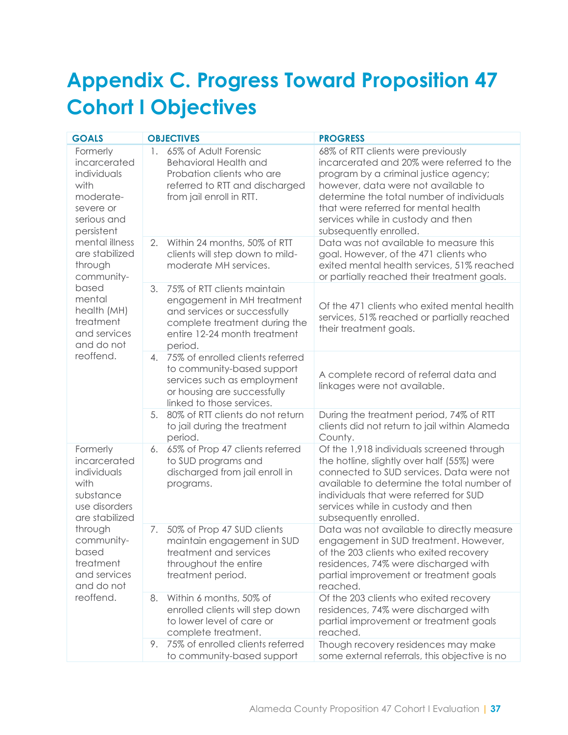# Appendix C. Progress Toward Proposition 47 Cohort I Objectives

| GOALS | OBJECTIVES | PROGRESS |
|---|---|---|
| Formerly incarcerated individuals with moderate-severe or serious and persistent mental illness are stabilized through community-based mental health (MH) treatment and services and do not reoffend. | 1. 65% of Adult Forensic Behavioral Health and Probation clients who are referred to RTT and discharged from jail enroll in RTT. | 68% of RTT clients were previously incarcerated and 20% were referred to the program by a criminal justice agency; however, data were not available to determine the total number of individuals that were referred for mental health services while in custody and then subsequently enrolled. |
| | 2. Within 24 months, 50% of RTT clients will step down to mild-moderate MH services. | Data was not available to measure this goal. However, of the 471 clients who exited mental health services, 51% reached or partially reached their treatment goals. |
| | 3. 75% of RTT clients maintain engagement in MH treatment and services or successfully complete treatment during the entire 12-24 month treatment period. | Of the 471 clients who exited mental health services, 51% reached or partially reached their treatment goals. |
| | 4. 75% of enrolled clients referred to community-based support services such as employment or housing are successfully linked to those services. | A complete record of referral data and linkages were not available. |
| | 5. 80% of RTT clients do not return to jail during the treatment period. | During the treatment period, 74% of RTT clients did not return to jail within Alameda County. |
| Formerly incarcerated individuals with substance use disorders are stabilized through community-based treatment and services and do not reoffend. | 6. 65% of Prop 47 clients referred to SUD programs and discharged from jail enroll in programs. | Of the 1,918 individuals screened through the hotline, slightly over half (55%) were connected to SUD services. Data were not available to determine the total number of individuals that were referred for SUD services while in custody and then subsequently enrolled. |
| | 7. 50% of Prop 47 SUD clients maintain engagement in SUD treatment and services throughout the entire treatment period. | Data was not available to directly measure engagement in SUD treatment. However, of the 203 clients who exited recovery residences, 74% were discharged with partial improvement or treatment goals reached. |
| | 8. Within 6 months, 50% of enrolled clients will step down to lower level of care or complete treatment. | Of the 203 clients who exited recovery residences, 74% were discharged with partial improvement or treatment goals reached. |
| | 9. 75% of enrolled clients referred to community-based support | Though recovery residences may make some external referrals, this objective is no |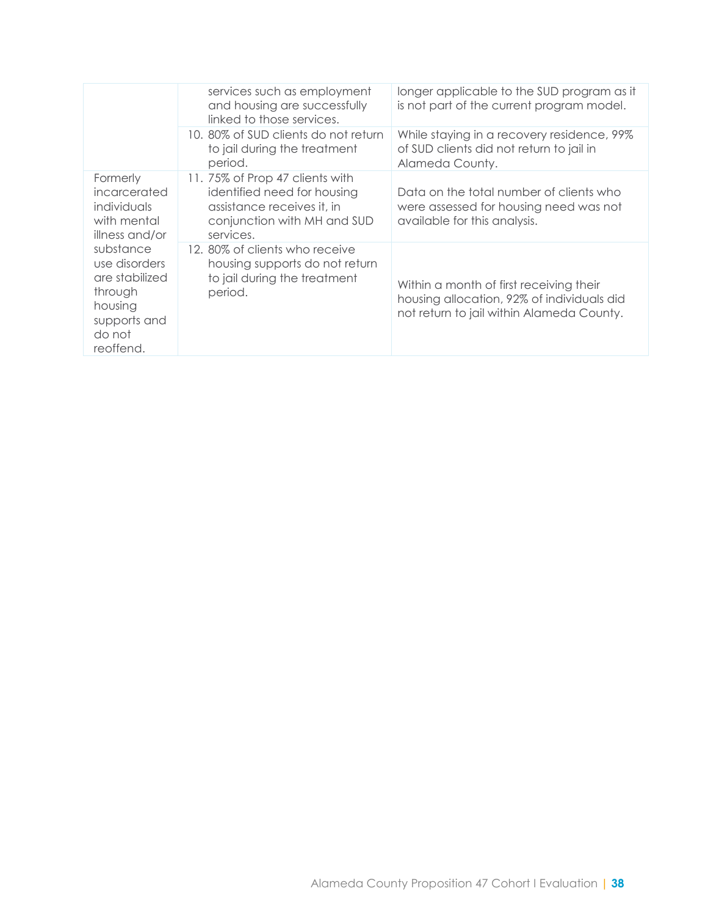| | | |
|---|---|---|
| | services such as employment and housing are successfully linked to those services. | longer applicable to the SUD program as it is not part of the current program model. |
| | 10. 80% of SUD clients do not return to jail during the treatment period. | While staying in a recovery residence, 99% of SUD clients did not return to jail in Alameda County. |
| Formerly incarcerated individuals with mental illness and/or substance use disorders are stabilized through housing supports and do not reoffend. | 11. 75% of Prop 47 clients with identified need for housing assistance receives it, in conjunction with MH and SUD services. | Data on the total number of clients who were assessed for housing need was not available for this analysis. |
| | 12. 80% of clients who receive housing supports do not return to jail during the treatment period. | Within a month of first receiving their housing allocation, 92% of individuals did not return to jail within Alameda County. |